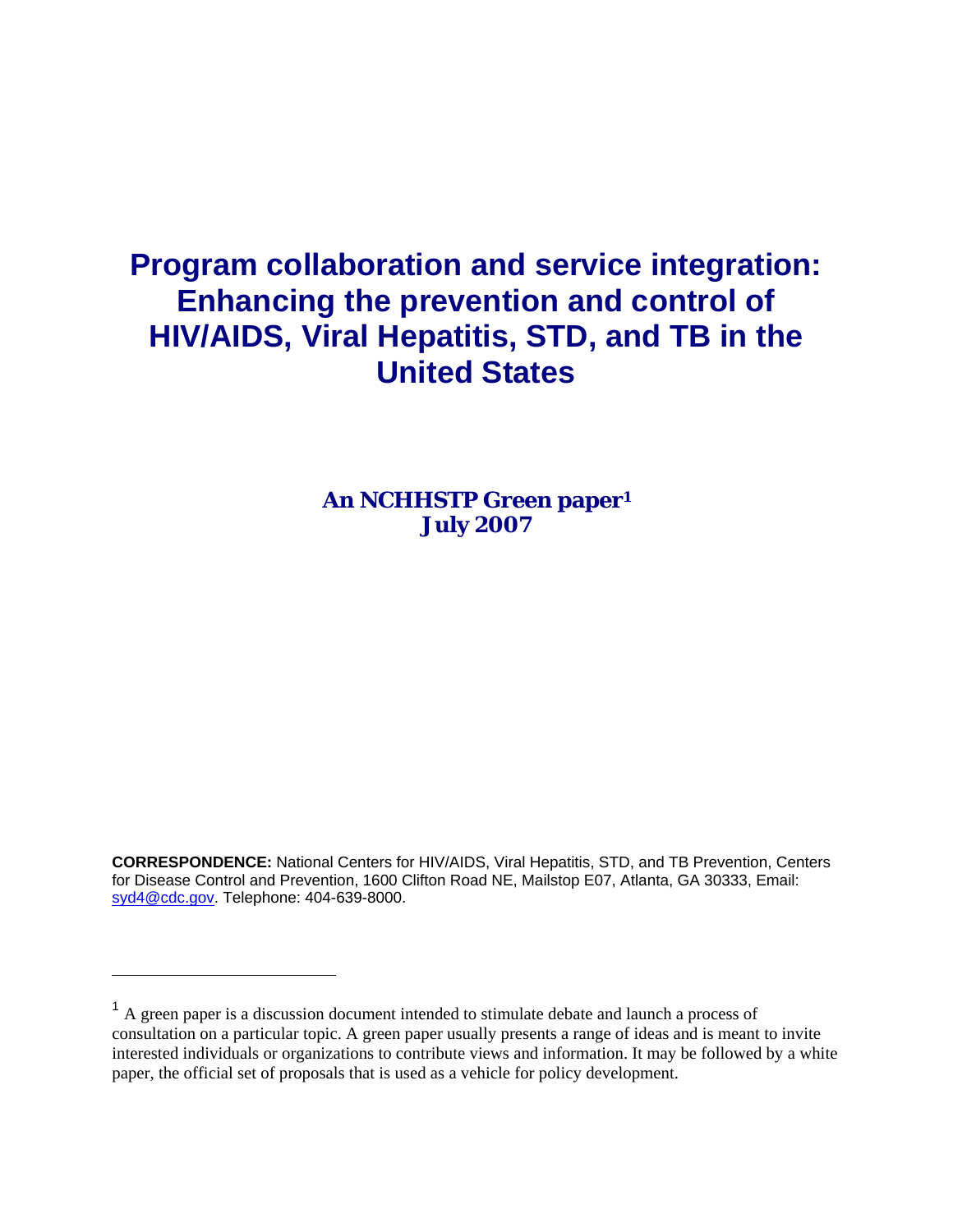# Program collaboration and service integration: Enhancing the prevention and control of HIV/AIDS, Viral Hepatitis, STD, and TB in the United States

**An NCHHSTP Green paper[1]**
**July 2007**

**CORRESPONDENCE:** National Centers for HIV/AIDS, Viral Hepatitis, STD, and TB Prevention, Centers for Disease Control and Prevention, 1600 Clifton Road NE, Mailstop E07, Atlanta, GA 30333, Email: syd4@cdc.gov. Telephone: 404-639-8000.

---

[1] A green paper is a discussion document intended to stimulate debate and launch a process of consultation on a particular topic. A green paper usually presents a range of ideas and is meant to invite interested individuals or organizations to contribute views and information. It may be followed by a white paper, the official set of proposals that is used as a vehicle for policy development.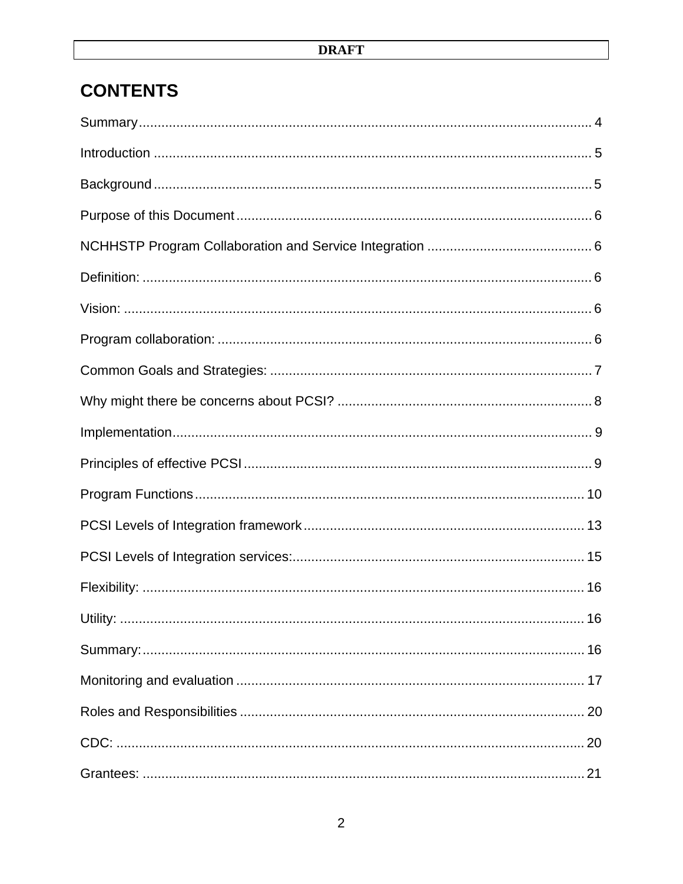# CONTENTS

Summary ........................................................................................................................ 4

Introduction .................................................................................................................... 5

Background .................................................................................................................... 5

Purpose of this Document ............................................................................................. 6

NCHHSTP Program Collaboration and Service Integration ........................................... 6

Definition: ....................................................................................................................... 6

Vision: ............................................................................................................................ 6

Program collaboration: .................................................................................................. 6

Common Goals and Strategies: ..................................................................................... 7

Why might there be concerns about PCSI? ................................................................... 8

Implementation ............................................................................................................... 9

Principles of effective PCSI ............................................................................................ 9

Program Functions ...................................................................................................... 10

PCSI Levels of Integration framework .......................................................................... 13

PCSI Levels of Integration services: ............................................................................. 15

Flexibility: ..................................................................................................................... 16

Utility: ........................................................................................................................... 16

Summary: ..................................................................................................................... 16

Monitoring and evaluation ............................................................................................ 17

Roles and Responsibilities ........................................................................................... 20

CDC: ............................................................................................................................ 20

Grantees: ..................................................................................................................... 21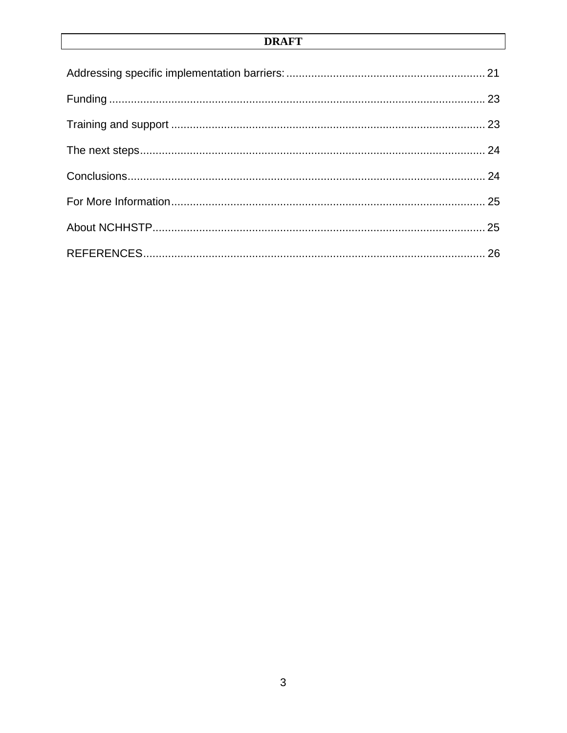Addressing specific implementation barriers: ........ 21

Funding ........ 23

Training and support ........ 23

The next steps ........ 24

Conclusions ........ 24

For More Information ........ 25

About NCHHSTP ........ 25

REFERENCES ........ 26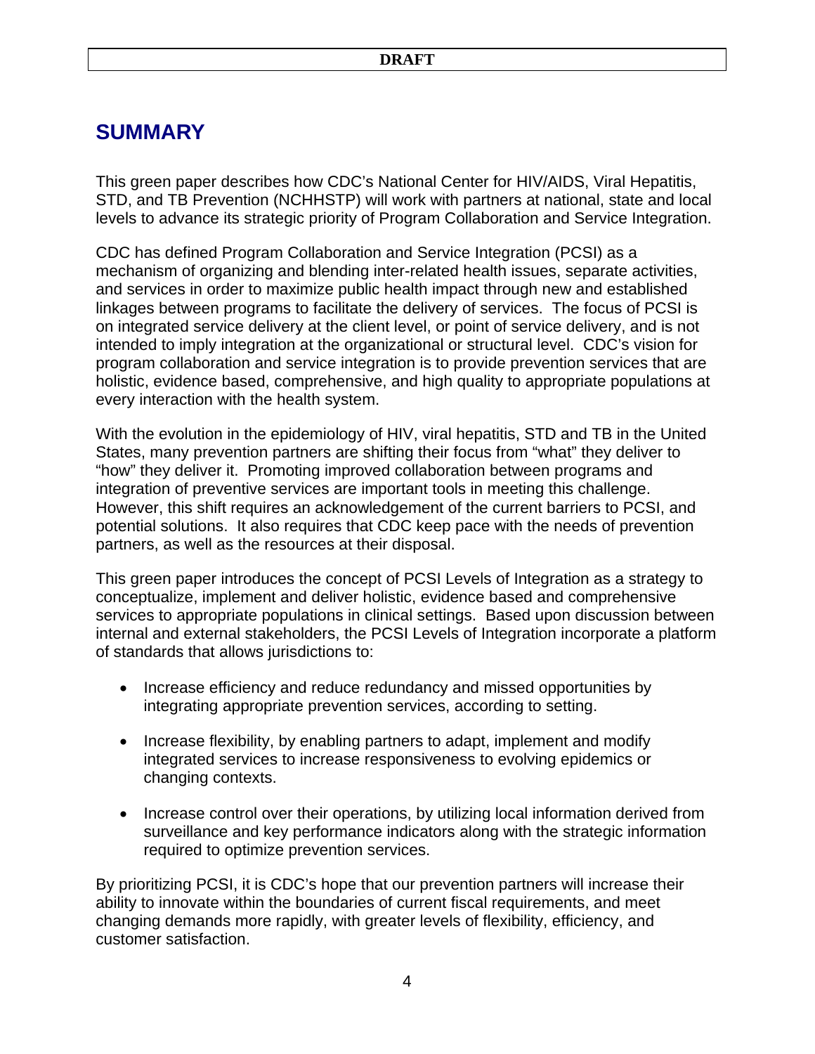## SUMMARY

This green paper describes how CDC's National Center for HIV/AIDS, Viral Hepatitis, STD, and TB Prevention (NCHHSTP) will work with partners at national, state and local levels to advance its strategic priority of Program Collaboration and Service Integration.

CDC has defined Program Collaboration and Service Integration (PCSI) as a mechanism of organizing and blending inter-related health issues, separate activities, and services in order to maximize public health impact through new and established linkages between programs to facilitate the delivery of services. The focus of PCSI is on integrated service delivery at the client level, or point of service delivery, and is not intended to imply integration at the organizational or structural level. CDC's vision for program collaboration and service integration is to provide prevention services that are holistic, evidence based, comprehensive, and high quality to appropriate populations at every interaction with the health system.

With the evolution in the epidemiology of HIV, viral hepatitis, STD and TB in the United States, many prevention partners are shifting their focus from "what" they deliver to "how" they deliver it. Promoting improved collaboration between programs and integration of preventive services are important tools in meeting this challenge. However, this shift requires an acknowledgement of the current barriers to PCSI, and potential solutions. It also requires that CDC keep pace with the needs of prevention partners, as well as the resources at their disposal.

This green paper introduces the concept of PCSI Levels of Integration as a strategy to conceptualize, implement and deliver holistic, evidence based and comprehensive services to appropriate populations in clinical settings. Based upon discussion between internal and external stakeholders, the PCSI Levels of Integration incorporate a platform of standards that allows jurisdictions to:

- Increase efficiency and reduce redundancy and missed opportunities by integrating appropriate prevention services, according to setting.
- Increase flexibility, by enabling partners to adapt, implement and modify integrated services to increase responsiveness to evolving epidemics or changing contexts.
- Increase control over their operations, by utilizing local information derived from surveillance and key performance indicators along with the strategic information required to optimize prevention services.

By prioritizing PCSI, it is CDC's hope that our prevention partners will increase their ability to innovate within the boundaries of current fiscal requirements, and meet changing demands more rapidly, with greater levels of flexibility, efficiency, and customer satisfaction.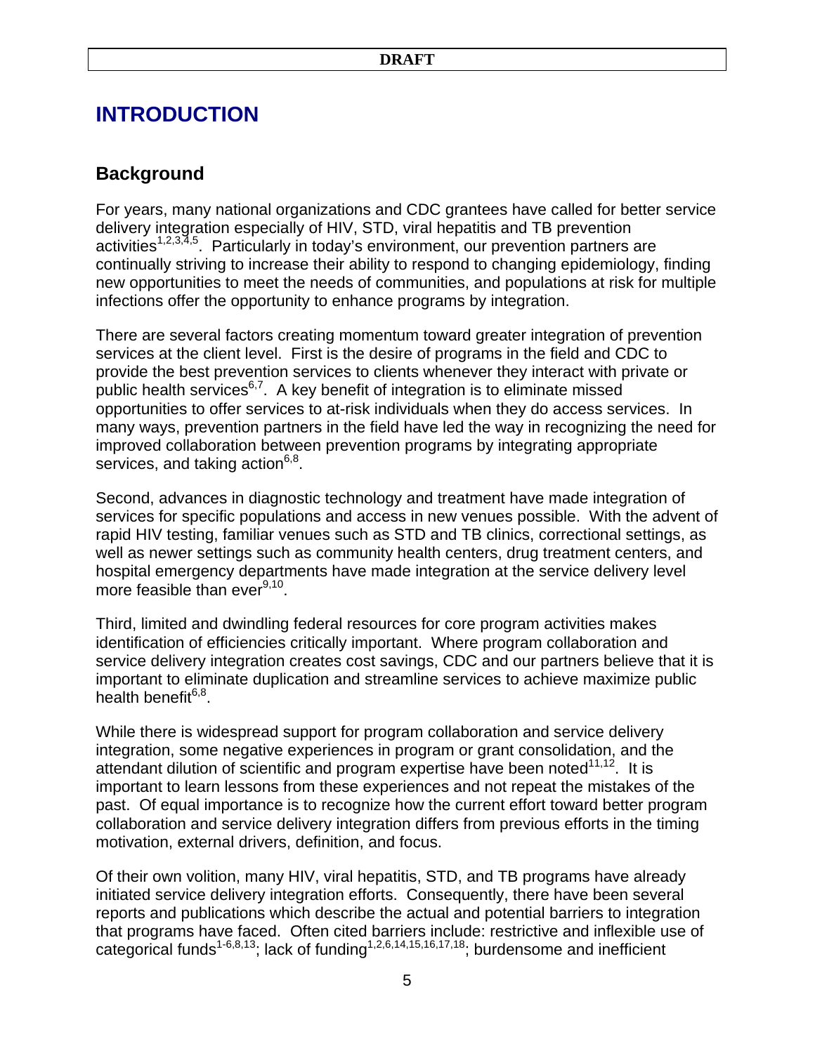# INTRODUCTION

## Background

For years, many national organizations and CDC grantees have called for better service delivery integration especially of HIV, STD, viral hepatitis and TB prevention activities[1,2,3,4,5]. Particularly in today's environment, our prevention partners are continually striving to increase their ability to respond to changing epidemiology, finding new opportunities to meet the needs of communities, and populations at risk for multiple infections offer the opportunity to enhance programs by integration.

There are several factors creating momentum toward greater integration of prevention services at the client level. First is the desire of programs in the field and CDC to provide the best prevention services to clients whenever they interact with private or public health services[6,7]. A key benefit of integration is to eliminate missed opportunities to offer services to at-risk individuals when they do access services. In many ways, prevention partners in the field have led the way in recognizing the need for improved collaboration between prevention programs by integrating appropriate services, and taking action[6,8].

Second, advances in diagnostic technology and treatment have made integration of services for specific populations and access in new venues possible. With the advent of rapid HIV testing, familiar venues such as STD and TB clinics, correctional settings, as well as newer settings such as community health centers, drug treatment centers, and hospital emergency departments have made integration at the service delivery level more feasible than ever[9,10].

Third, limited and dwindling federal resources for core program activities makes identification of efficiencies critically important. Where program collaboration and service delivery integration creates cost savings, CDC and our partners believe that it is important to eliminate duplication and streamline services to achieve maximize public health benefit[6,8].

While there is widespread support for program collaboration and service delivery integration, some negative experiences in program or grant consolidation, and the attendant dilution of scientific and program expertise have been noted[11,12]. It is important to learn lessons from these experiences and not repeat the mistakes of the past. Of equal importance is to recognize how the current effort toward better program collaboration and service delivery integration differs from previous efforts in the timing motivation, external drivers, definition, and focus.

Of their own volition, many HIV, viral hepatitis, STD, and TB programs have already initiated service delivery integration efforts. Consequently, there have been several reports and publications which describe the actual and potential barriers to integration that programs have faced. Often cited barriers include: restrictive and inflexible use of categorical funds[1-6,8,13]; lack of funding[1,2,6,14,15,16,17,18]; burdensome and inefficient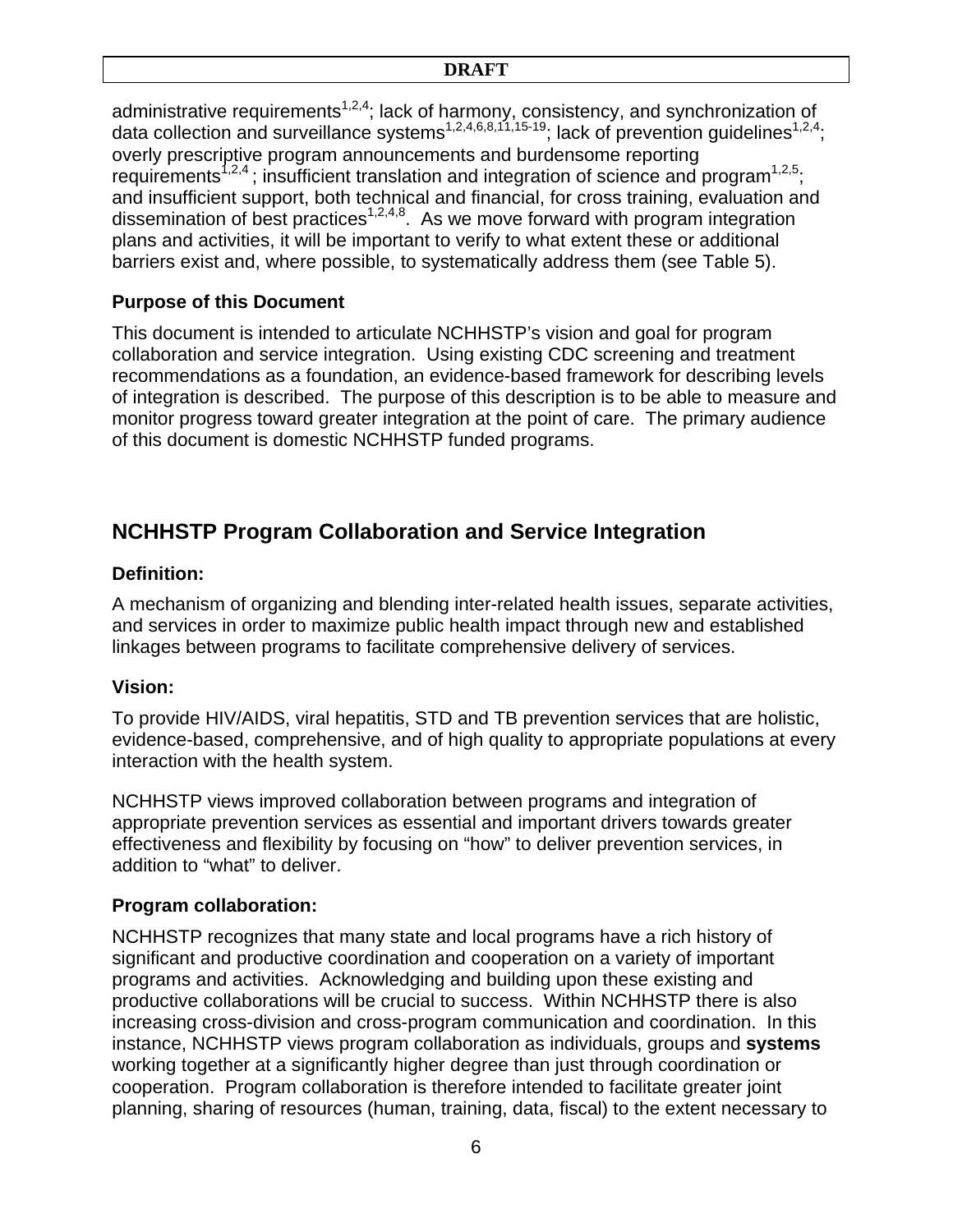administrative requirements[1,2,4]; lack of harmony, consistency, and synchronization of data collection and surveillance systems[1,2,4,6,8,11,15-19]; lack of prevention guidelines[1,2,4]; overly prescriptive program announcements and burdensome reporting requirements[1,2,4] ; insufficient translation and integration of science and program[1,2,5]; and insufficient support, both technical and financial, for cross training, evaluation and dissemination of best practices[1,2,4,8]. As we move forward with program integration plans and activities, it will be important to verify to what extent these or additional barriers exist and, where possible, to systematically address them (see Table 5).

### Purpose of this Document

This document is intended to articulate NCHHSTP's vision and goal for program collaboration and service integration. Using existing CDC screening and treatment recommendations as a foundation, an evidence-based framework for describing levels of integration is described. The purpose of this description is to be able to measure and monitor progress toward greater integration at the point of care. The primary audience of this document is domestic NCHHSTP funded programs.

## NCHHSTP Program Collaboration and Service Integration

### Definition:

A mechanism of organizing and blending inter-related health issues, separate activities, and services in order to maximize public health impact through new and established linkages between programs to facilitate comprehensive delivery of services.

### Vision:

To provide HIV/AIDS, viral hepatitis, STD and TB prevention services that are holistic, evidence-based, comprehensive, and of high quality to appropriate populations at every interaction with the health system.

NCHHSTP views improved collaboration between programs and integration of appropriate prevention services as essential and important drivers towards greater effectiveness and flexibility by focusing on "how" to deliver prevention services, in addition to "what" to deliver.

### Program collaboration:

NCHHSTP recognizes that many state and local programs have a rich history of significant and productive coordination and cooperation on a variety of important programs and activities. Acknowledging and building upon these existing and productive collaborations will be crucial to success. Within NCHHSTP there is also increasing cross-division and cross-program communication and coordination. In this instance, NCHHSTP views program collaboration as individuals, groups and **systems** working together at a significantly higher degree than just through coordination or cooperation. Program collaboration is therefore intended to facilitate greater joint planning, sharing of resources (human, training, data, fiscal) to the extent necessary to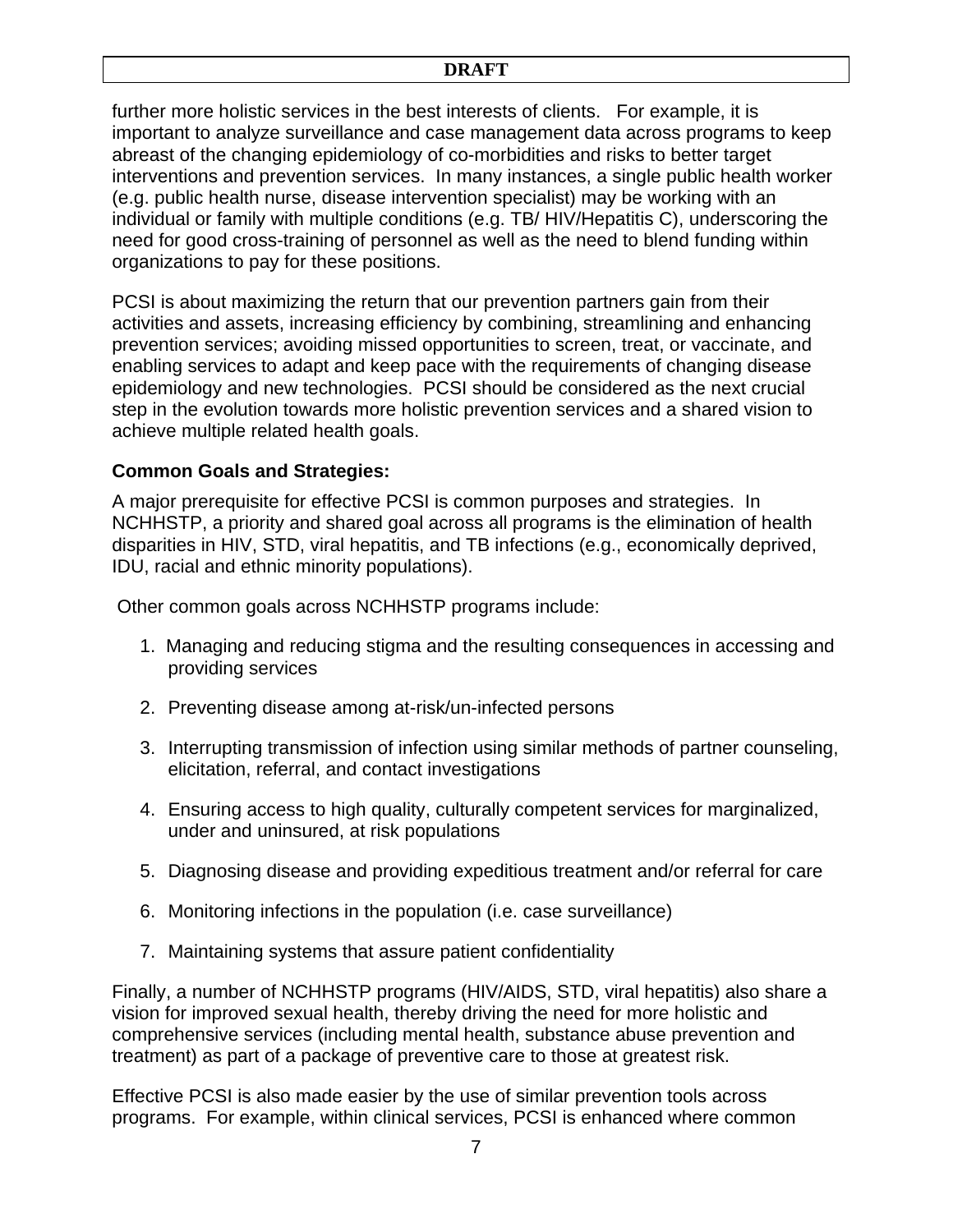further more holistic services in the best interests of clients. For example, it is important to analyze surveillance and case management data across programs to keep abreast of the changing epidemiology of co-morbidities and risks to better target interventions and prevention services. In many instances, a single public health worker (e.g. public health nurse, disease intervention specialist) may be working with an individual or family with multiple conditions (e.g. TB/ HIV/Hepatitis C), underscoring the need for good cross-training of personnel as well as the need to blend funding within organizations to pay for these positions.

PCSI is about maximizing the return that our prevention partners gain from their activities and assets, increasing efficiency by combining, streamlining and enhancing prevention services; avoiding missed opportunities to screen, treat, or vaccinate, and enabling services to adapt and keep pace with the requirements of changing disease epidemiology and new technologies. PCSI should be considered as the next crucial step in the evolution towards more holistic prevention services and a shared vision to achieve multiple related health goals.

**Common Goals and Strategies:**

A major prerequisite for effective PCSI is common purposes and strategies. In NCHHSTP, a priority and shared goal across all programs is the elimination of health disparities in HIV, STD, viral hepatitis, and TB infections (e.g., economically deprived, IDU, racial and ethnic minority populations).

Other common goals across NCHHSTP programs include:

1. Managing and reducing stigma and the resulting consequences in accessing and providing services
2. Preventing disease among at-risk/un-infected persons
3. Interrupting transmission of infection using similar methods of partner counseling, elicitation, referral, and contact investigations
4. Ensuring access to high quality, culturally competent services for marginalized, under and uninsured, at risk populations
5. Diagnosing disease and providing expeditious treatment and/or referral for care
6. Monitoring infections in the population (i.e. case surveillance)
7. Maintaining systems that assure patient confidentiality

Finally, a number of NCHHSTP programs (HIV/AIDS, STD, viral hepatitis) also share a vision for improved sexual health, thereby driving the need for more holistic and comprehensive services (including mental health, substance abuse prevention and treatment) as part of a package of preventive care to those at greatest risk.

Effective PCSI is also made easier by the use of similar prevention tools across programs. For example, within clinical services, PCSI is enhanced where common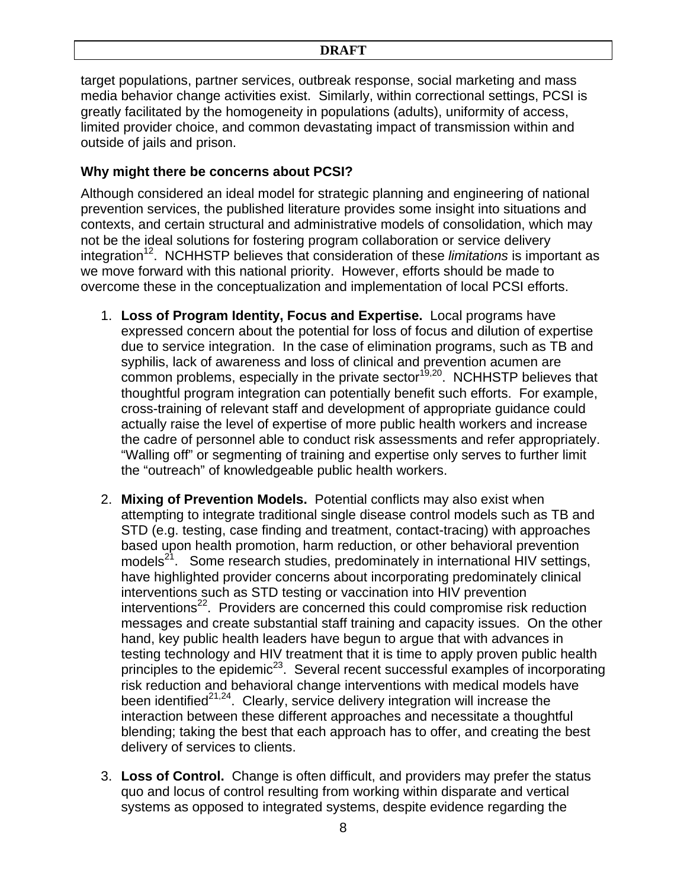target populations, partner services, outbreak response, social marketing and mass media behavior change activities exist. Similarly, within correctional settings, PCSI is greatly facilitated by the homogeneity in populations (adults), uniformity of access, limited provider choice, and common devastating impact of transmission within and outside of jails and prison.

**Why might there be concerns about PCSI?**

Although considered an ideal model for strategic planning and engineering of national prevention services, the published literature provides some insight into situations and contexts, and certain structural and administrative models of consolidation, which may not be the ideal solutions for fostering program collaboration or service delivery integration[12]. NCHHSTP believes that consideration of these *limitations* is important as we move forward with this national priority. However, efforts should be made to overcome these in the conceptualization and implementation of local PCSI efforts.

1. **Loss of Program Identity, Focus and Expertise.** Local programs have expressed concern about the potential for loss of focus and dilution of expertise due to service integration. In the case of elimination programs, such as TB and syphilis, lack of awareness and loss of clinical and prevention acumen are common problems, especially in the private sector[19,20]. NCHHSTP believes that thoughtful program integration can potentially benefit such efforts. For example, cross-training of relevant staff and development of appropriate guidance could actually raise the level of expertise of more public health workers and increase the cadre of personnel able to conduct risk assessments and refer appropriately. "Walling off" or segmenting of training and expertise only serves to further limit the "outreach" of knowledgeable public health workers.

2. **Mixing of Prevention Models.** Potential conflicts may also exist when attempting to integrate traditional single disease control models such as TB and STD (e.g. testing, case finding and treatment, contact-tracing) with approaches based upon health promotion, harm reduction, or other behavioral prevention models[21]. Some research studies, predominately in international HIV settings, have highlighted provider concerns about incorporating predominately clinical interventions such as STD testing or vaccination into HIV prevention interventions[22]. Providers are concerned this could compromise risk reduction messages and create substantial staff training and capacity issues. On the other hand, key public health leaders have begun to argue that with advances in testing technology and HIV treatment that it is time to apply proven public health principles to the epidemic[23]. Several recent successful examples of incorporating risk reduction and behavioral change interventions with medical models have been identified[21,24]. Clearly, service delivery integration will increase the interaction between these different approaches and necessitate a thoughtful blending; taking the best that each approach has to offer, and creating the best delivery of services to clients.

3. **Loss of Control.** Change is often difficult, and providers may prefer the status quo and locus of control resulting from working within disparate and vertical systems as opposed to integrated systems, despite evidence regarding the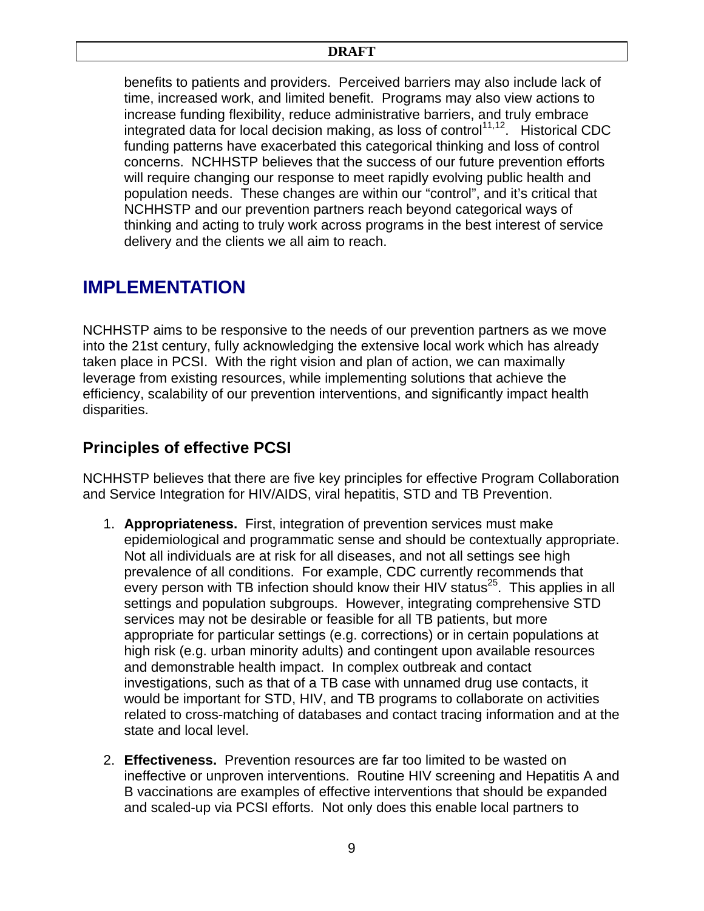benefits to patients and providers. Perceived barriers may also include lack of time, increased work, and limited benefit. Programs may also view actions to increase funding flexibility, reduce administrative barriers, and truly embrace integrated data for local decision making, as loss of control[11,12]. Historical CDC funding patterns have exacerbated this categorical thinking and loss of control concerns. NCHHSTP believes that the success of our future prevention efforts will require changing our response to meet rapidly evolving public health and population needs. These changes are within our "control", and it's critical that NCHHSTP and our prevention partners reach beyond categorical ways of thinking and acting to truly work across programs in the best interest of service delivery and the clients we all aim to reach.

# IMPLEMENTATION

NCHHSTP aims to be responsive to the needs of our prevention partners as we move into the 21st century, fully acknowledging the extensive local work which has already taken place in PCSI. With the right vision and plan of action, we can maximally leverage from existing resources, while implementing solutions that achieve the efficiency, scalability of our prevention interventions, and significantly impact health disparities.

## Principles of effective PCSI

NCHHSTP believes that there are five key principles for effective Program Collaboration and Service Integration for HIV/AIDS, viral hepatitis, STD and TB Prevention.

1. **Appropriateness.** First, integration of prevention services must make epidemiological and programmatic sense and should be contextually appropriate. Not all individuals are at risk for all diseases, and not all settings see high prevalence of all conditions. For example, CDC currently recommends that every person with TB infection should know their HIV status[25]. This applies in all settings and population subgroups. However, integrating comprehensive STD services may not be desirable or feasible for all TB patients, but more appropriate for particular settings (e.g. corrections) or in certain populations at high risk (e.g. urban minority adults) and contingent upon available resources and demonstrable health impact. In complex outbreak and contact investigations, such as that of a TB case with unnamed drug use contacts, it would be important for STD, HIV, and TB programs to collaborate on activities related to cross-matching of databases and contact tracing information and at the state and local level.

2. **Effectiveness.** Prevention resources are far too limited to be wasted on ineffective or unproven interventions. Routine HIV screening and Hepatitis A and B vaccinations are examples of effective interventions that should be expanded and scaled-up via PCSI efforts. Not only does this enable local partners to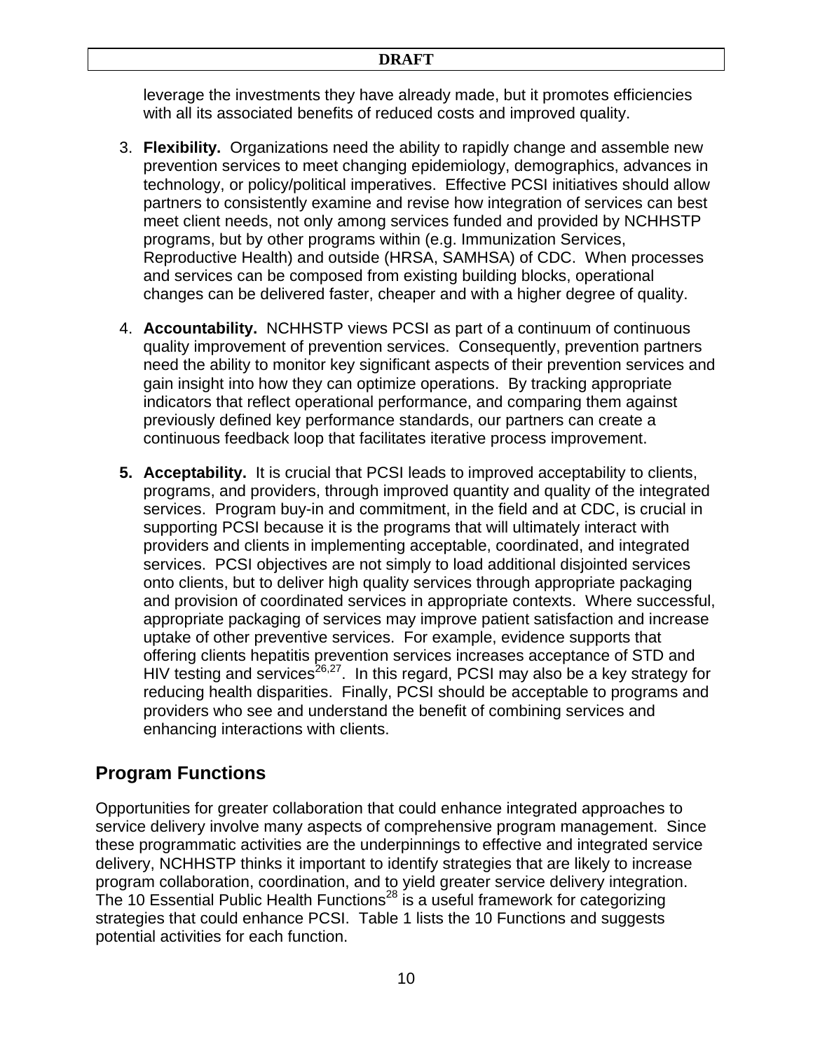leverage the investments they have already made, but it promotes efficiencies with all its associated benefits of reduced costs and improved quality.

3. **Flexibility.** Organizations need the ability to rapidly change and assemble new prevention services to meet changing epidemiology, demographics, advances in technology, or policy/political imperatives. Effective PCSI initiatives should allow partners to consistently examine and revise how integration of services can best meet client needs, not only among services funded and provided by NCHHSTP programs, but by other programs within (e.g. Immunization Services, Reproductive Health) and outside (HRSA, SAMHSA) of CDC. When processes and services can be composed from existing building blocks, operational changes can be delivered faster, cheaper and with a higher degree of quality.

4. **Accountability.** NCHHSTP views PCSI as part of a continuum of continuous quality improvement of prevention services. Consequently, prevention partners need the ability to monitor key significant aspects of their prevention services and gain insight into how they can optimize operations. By tracking appropriate indicators that reflect operational performance, and comparing them against previously defined key performance standards, our partners can create a continuous feedback loop that facilitates iterative process improvement.

5. **Acceptability.** It is crucial that PCSI leads to improved acceptability to clients, programs, and providers, through improved quantity and quality of the integrated services. Program buy-in and commitment, in the field and at CDC, is crucial in supporting PCSI because it is the programs that will ultimately interact with providers and clients in implementing acceptable, coordinated, and integrated services. PCSI objectives are not simply to load additional disjointed services onto clients, but to deliver high quality services through appropriate packaging and provision of coordinated services in appropriate contexts. Where successful, appropriate packaging of services may improve patient satisfaction and increase uptake of other preventive services. For example, evidence supports that offering clients hepatitis prevention services increases acceptance of STD and HIV testing and services[26,27]. In this regard, PCSI may also be a key strategy for reducing health disparities. Finally, PCSI should be acceptable to programs and providers who see and understand the benefit of combining services and enhancing interactions with clients.

## Program Functions

Opportunities for greater collaboration that could enhance integrated approaches to service delivery involve many aspects of comprehensive program management. Since these programmatic activities are the underpinnings to effective and integrated service delivery, NCHHSTP thinks it important to identify strategies that are likely to increase program collaboration, coordination, and to yield greater service delivery integration. The 10 Essential Public Health Functions[28] is a useful framework for categorizing strategies that could enhance PCSI. Table 1 lists the 10 Functions and suggests potential activities for each function.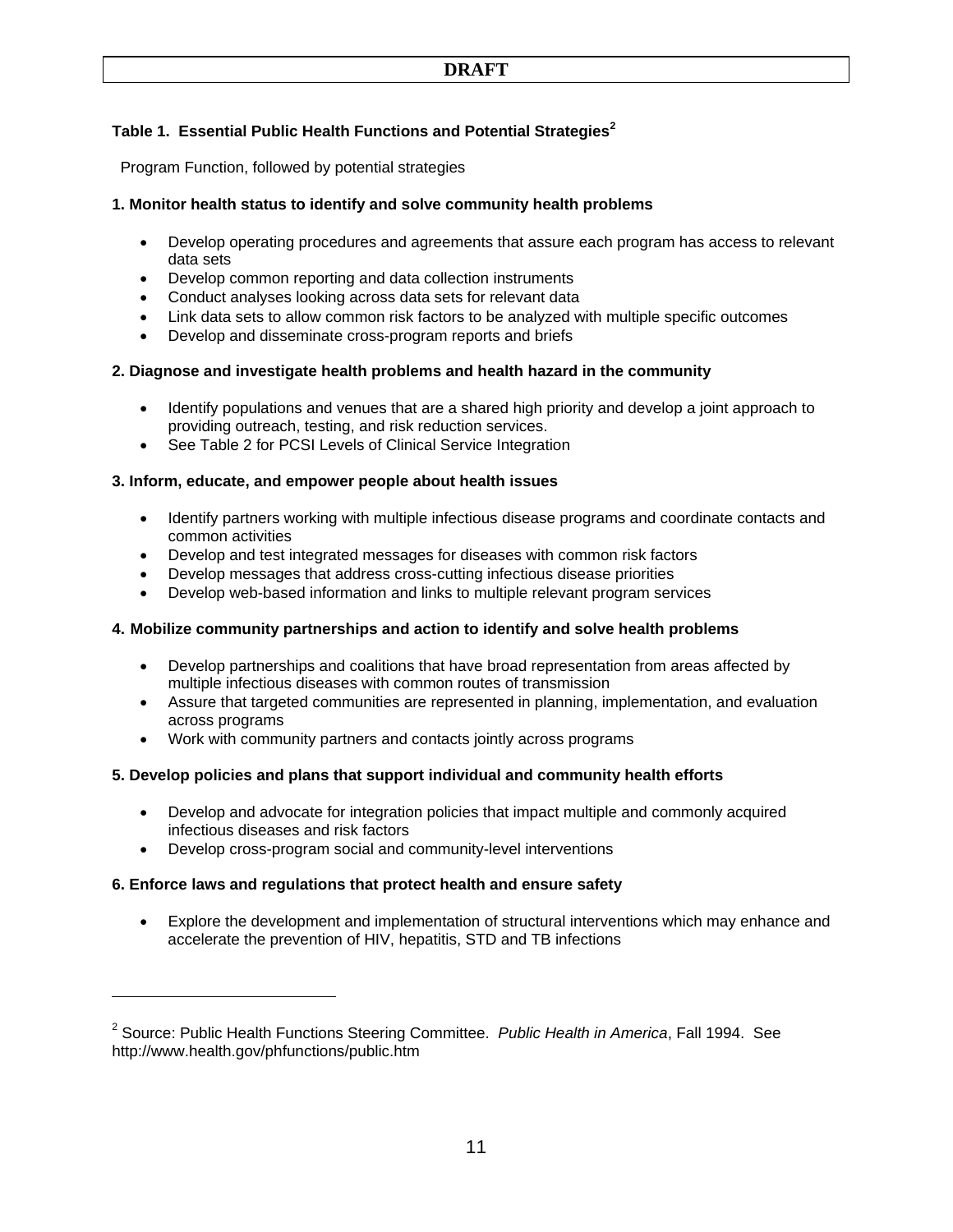**DRAFT**

### Table 1. Essential Public Health Functions and Potential Strategies[2]

Program Function, followed by potential strategies

**1. Monitor health status to identify and solve community health problems**

- Develop operating procedures and agreements that assure each program has access to relevant data sets
- Develop common reporting and data collection instruments
- Conduct analyses looking across data sets for relevant data
- Link data sets to allow common risk factors to be analyzed with multiple specific outcomes
- Develop and disseminate cross-program reports and briefs

**2. Diagnose and investigate health problems and health hazard in the community**

- Identify populations and venues that are a shared high priority and develop a joint approach to providing outreach, testing, and risk reduction services.
- See Table 2 for PCSI Levels of Clinical Service Integration

**3. Inform, educate, and empower people about health issues**

- Identify partners working with multiple infectious disease programs and coordinate contacts and common activities
- Develop and test integrated messages for diseases with common risk factors
- Develop messages that address cross-cutting infectious disease priorities
- Develop web-based information and links to multiple relevant program services

**4. Mobilize community partnerships and action to identify and solve health problems**

- Develop partnerships and coalitions that have broad representation from areas affected by multiple infectious diseases with common routes of transmission
- Assure that targeted communities are represented in planning, implementation, and evaluation across programs
- Work with community partners and contacts jointly across programs

**5. Develop policies and plans that support individual and community health efforts**

- Develop and advocate for integration policies that impact multiple and commonly acquired infectious diseases and risk factors
- Develop cross-program social and community-level interventions

**6. Enforce laws and regulations that protect health and ensure safety**

- Explore the development and implementation of structural interventions which may enhance and accelerate the prevention of HIV, hepatitis, STD and TB infections

---

[2] Source: Public Health Functions Steering Committee. *Public Health in America*, Fall 1994. See http://www.health.gov/phfunctions/public.htm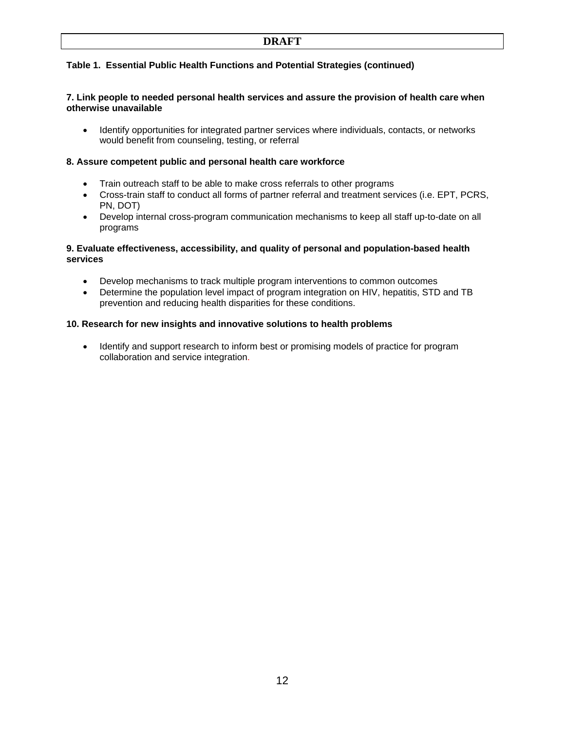**DRAFT**

**Table 1. Essential Public Health Functions and Potential Strategies (continued)**

**7. Link people to needed personal health services and assure the provision of health care when otherwise unavailable**

- Identify opportunities for integrated partner services where individuals, contacts, or networks would benefit from counseling, testing, or referral

**8. Assure competent public and personal health care workforce**

- Train outreach staff to be able to make cross referrals to other programs
- Cross-train staff to conduct all forms of partner referral and treatment services (i.e. EPT, PCRS, PN, DOT)
- Develop internal cross-program communication mechanisms to keep all staff up-to-date on all programs

**9. Evaluate effectiveness, accessibility, and quality of personal and population-based health services**

- Develop mechanisms to track multiple program interventions to common outcomes
- Determine the population level impact of program integration on HIV, hepatitis, STD and TB prevention and reducing health disparities for these conditions.

**10. Research for new insights and innovative solutions to health problems**

- Identify and support research to inform best or promising models of practice for program collaboration and service integration.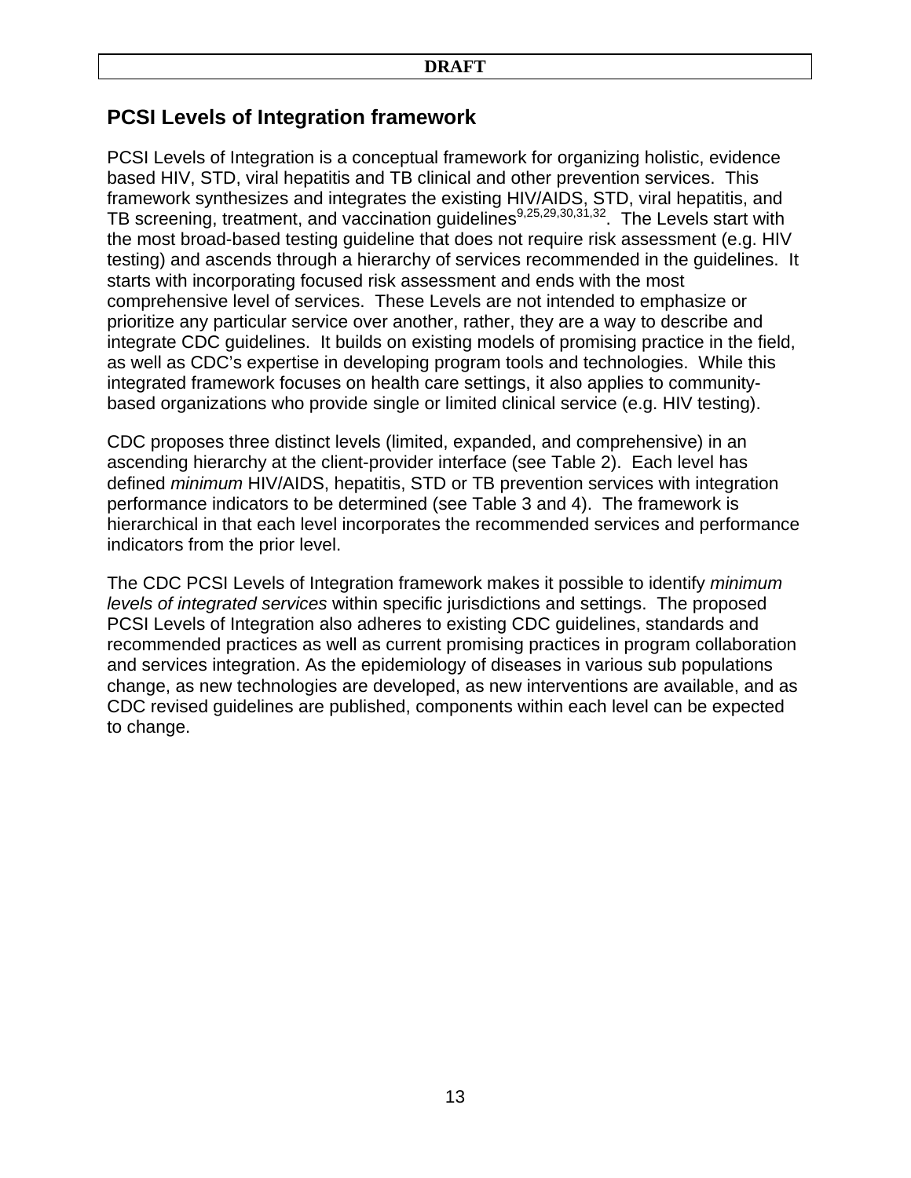## PCSI Levels of Integration framework

PCSI Levels of Integration is a conceptual framework for organizing holistic, evidence based HIV, STD, viral hepatitis and TB clinical and other prevention services. This framework synthesizes and integrates the existing HIV/AIDS, STD, viral hepatitis, and TB screening, treatment, and vaccination guidelines[9,25,29,30,31,32]. The Levels start with the most broad-based testing guideline that does not require risk assessment (e.g. HIV testing) and ascends through a hierarchy of services recommended in the guidelines. It starts with incorporating focused risk assessment and ends with the most comprehensive level of services. These Levels are not intended to emphasize or prioritize any particular service over another, rather, they are a way to describe and integrate CDC guidelines. It builds on existing models of promising practice in the field, as well as CDC's expertise in developing program tools and technologies. While this integrated framework focuses on health care settings, it also applies to community-based organizations who provide single or limited clinical service (e.g. HIV testing).

CDC proposes three distinct levels (limited, expanded, and comprehensive) in an ascending hierarchy at the client-provider interface (see Table 2). Each level has defined *minimum* HIV/AIDS, hepatitis, STD or TB prevention services with integration performance indicators to be determined (see Table 3 and 4). The framework is hierarchical in that each level incorporates the recommended services and performance indicators from the prior level.

The CDC PCSI Levels of Integration framework makes it possible to identify *minimum levels of integrated services* within specific jurisdictions and settings. The proposed PCSI Levels of Integration also adheres to existing CDC guidelines, standards and recommended practices as well as current promising practices in program collaboration and services integration. As the epidemiology of diseases in various sub populations change, as new technologies are developed, as new interventions are available, and as CDC revised guidelines are published, components within each level can be expected to change.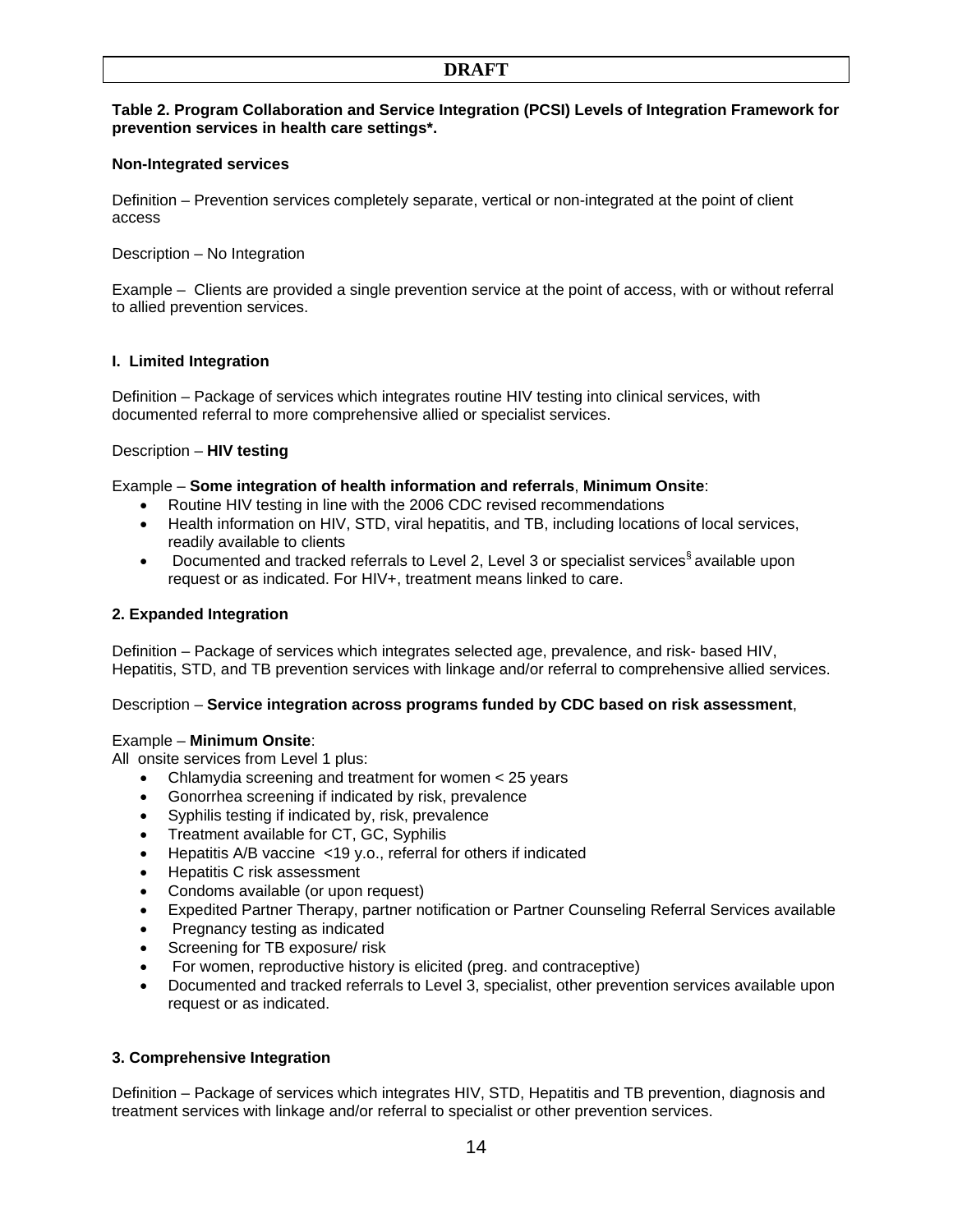**DRAFT**

**Table 2. Program Collaboration and Service Integration (PCSI) Levels of Integration Framework for prevention services in health care settings*.**

**Non-Integrated services**

Definition – Prevention services completely separate, vertical or non-integrated at the point of client access

Description – No Integration

Example – Clients are provided a single prevention service at the point of access, with or without referral to allied prevention services.

**I. Limited Integration**

Definition – Package of services which integrates routine HIV testing into clinical services, with documented referral to more comprehensive allied or specialist services.

Description – **HIV testing**

Example – **Some integration of health information and referrals**, **Minimum Onsite**:

- Routine HIV testing in line with the 2006 CDC revised recommendations
- Health information on HIV, STD, viral hepatitis, and TB, including locations of local services, readily available to clients
- Documented and tracked referrals to Level 2, Level 3 or specialist services[§] available upon request or as indicated. For HIV+, treatment means linked to care.

**2. Expanded Integration**

Definition – Package of services which integrates selected age, prevalence, and risk- based HIV, Hepatitis, STD, and TB prevention services with linkage and/or referral to comprehensive allied services.

Description – **Service integration across programs funded by CDC based on risk assessment**,

Example – **Minimum Onsite**:

All onsite services from Level 1 plus:

- Chlamydia screening and treatment for women < 25 years
- Gonorrhea screening if indicated by risk, prevalence
- Syphilis testing if indicated by, risk, prevalence
- Treatment available for CT, GC, Syphilis
- Hepatitis A/B vaccine <19 y.o., referral for others if indicated
- Hepatitis C risk assessment
- Condoms available (or upon request)
- Expedited Partner Therapy, partner notification or Partner Counseling Referral Services available
- Pregnancy testing as indicated
- Screening for TB exposure/ risk
- For women, reproductive history is elicited (preg. and contraceptive)
- Documented and tracked referrals to Level 3, specialist, other prevention services available upon request or as indicated.

**3. Comprehensive Integration**

Definition – Package of services which integrates HIV, STD, Hepatitis and TB prevention, diagnosis and treatment services with linkage and/or referral to specialist or other prevention services.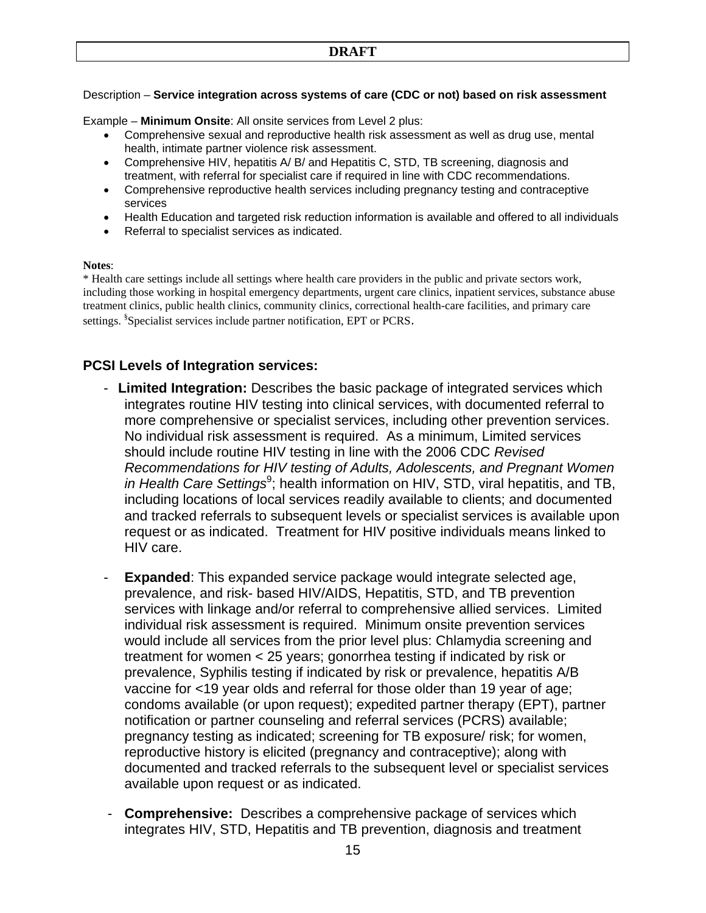**DRAFT**

Description – **Service integration across systems of care (CDC or not) based on risk assessment**

Example – **Minimum Onsite**: All onsite services from Level 2 plus:

- Comprehensive sexual and reproductive health risk assessment as well as drug use, mental health, intimate partner violence risk assessment.
- Comprehensive HIV, hepatitis A/ B/ and Hepatitis C, STD, TB screening, diagnosis and treatment, with referral for specialist care if required in line with CDC recommendations.
- Comprehensive reproductive health services including pregnancy testing and contraceptive services
- Health Education and targeted risk reduction information is available and offered to all individuals
- Referral to specialist services as indicated.

**Notes**:
\* Health care settings include all settings where health care providers in the public and private sectors work, including those working in hospital emergency departments, urgent care clinics, inpatient services, substance abuse treatment clinics, public health clinics, community clinics, correctional health-care facilities, and primary care settings. [§]Specialist services include partner notification, EPT or PCRS.

### PCSI Levels of Integration services:

- **Limited Integration:** Describes the basic package of integrated services which integrates routine HIV testing into clinical services, with documented referral to more comprehensive or specialist services, including other prevention services. No individual risk assessment is required. As a minimum, Limited services should include routine HIV testing in line with the 2006 CDC *Revised Recommendations for HIV testing of Adults, Adolescents, and Pregnant Women in Health Care Settings*[9]; health information on HIV, STD, viral hepatitis, and TB, including locations of local services readily available to clients; and documented and tracked referrals to subsequent levels or specialist services is available upon request or as indicated. Treatment for HIV positive individuals means linked to HIV care.

- **Expanded**: This expanded service package would integrate selected age, prevalence, and risk- based HIV/AIDS, Hepatitis, STD, and TB prevention services with linkage and/or referral to comprehensive allied services. Limited individual risk assessment is required. Minimum onsite prevention services would include all services from the prior level plus: Chlamydia screening and treatment for women < 25 years; gonorrhea testing if indicated by risk or prevalence, Syphilis testing if indicated by risk or prevalence, hepatitis A/B vaccine for <19 year olds and referral for those older than 19 year of age; condoms available (or upon request); expedited partner therapy (EPT), partner notification or partner counseling and referral services (PCRS) available; pregnancy testing as indicated; screening for TB exposure/ risk; for women, reproductive history is elicited (pregnancy and contraceptive); along with documented and tracked referrals to the subsequent level or specialist services available upon request or as indicated.

- **Comprehensive:** Describes a comprehensive package of services which integrates HIV, STD, Hepatitis and TB prevention, diagnosis and treatment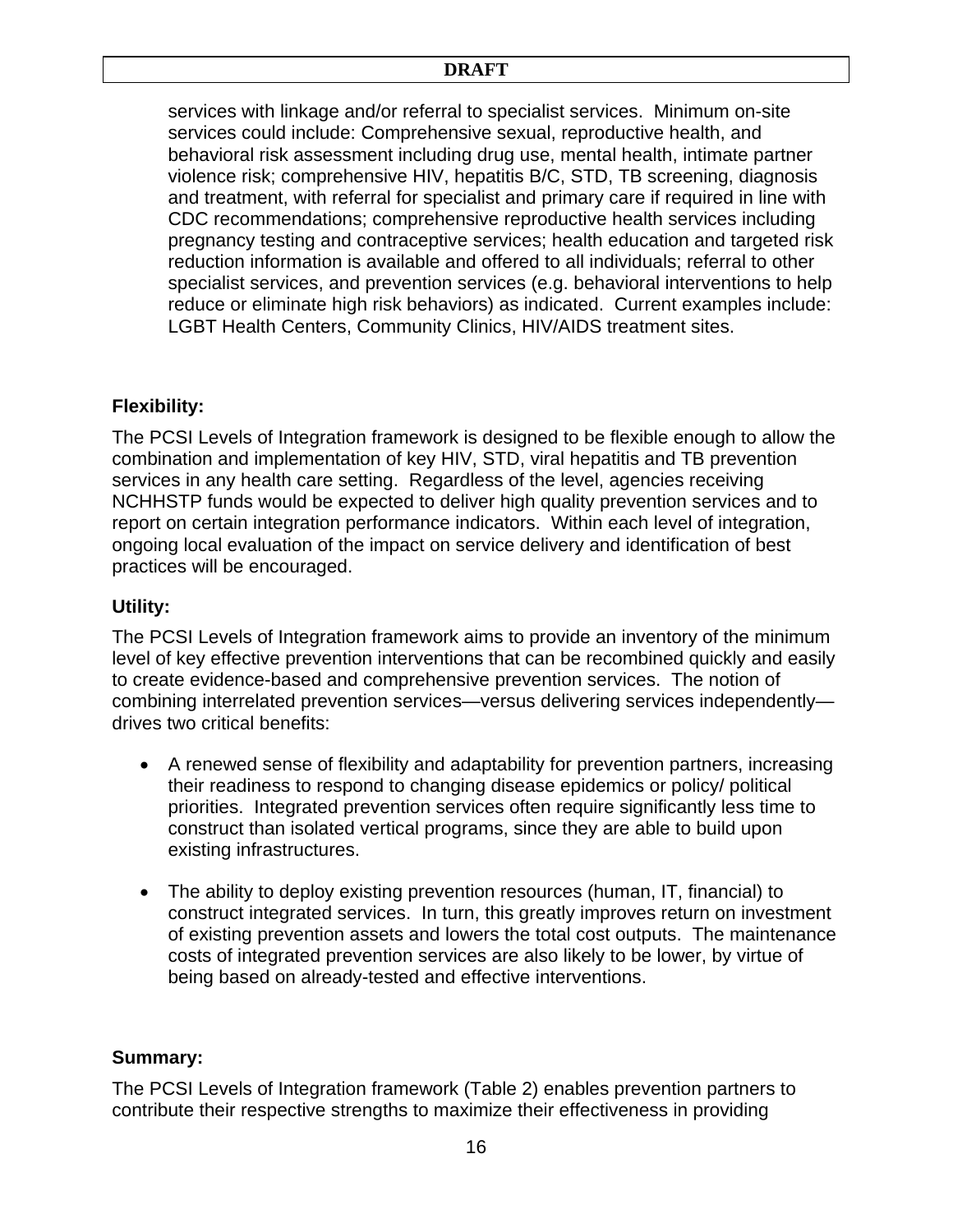services with linkage and/or referral to specialist services. Minimum on-site services could include: Comprehensive sexual, reproductive health, and behavioral risk assessment including drug use, mental health, intimate partner violence risk; comprehensive HIV, hepatitis B/C, STD, TB screening, diagnosis and treatment, with referral for specialist and primary care if required in line with CDC recommendations; comprehensive reproductive health services including pregnancy testing and contraceptive services; health education and targeted risk reduction information is available and offered to all individuals; referral to other specialist services, and prevention services (e.g. behavioral interventions to help reduce or eliminate high risk behaviors) as indicated. Current examples include: LGBT Health Centers, Community Clinics, HIV/AIDS treatment sites.

**Flexibility:**

The PCSI Levels of Integration framework is designed to be flexible enough to allow the combination and implementation of key HIV, STD, viral hepatitis and TB prevention services in any health care setting. Regardless of the level, agencies receiving NCHHSTP funds would be expected to deliver high quality prevention services and to report on certain integration performance indicators. Within each level of integration, ongoing local evaluation of the impact on service delivery and identification of best practices will be encouraged.

**Utility:**

The PCSI Levels of Integration framework aims to provide an inventory of the minimum level of key effective prevention interventions that can be recombined quickly and easily to create evidence-based and comprehensive prevention services. The notion of combining interrelated prevention services—versus delivering services independently—drives two critical benefits:

- A renewed sense of flexibility and adaptability for prevention partners, increasing their readiness to respond to changing disease epidemics or policy/ political priorities. Integrated prevention services often require significantly less time to construct than isolated vertical programs, since they are able to build upon existing infrastructures.

- The ability to deploy existing prevention resources (human, IT, financial) to construct integrated services. In turn, this greatly improves return on investment of existing prevention assets and lowers the total cost outputs. The maintenance costs of integrated prevention services are also likely to be lower, by virtue of being based on already-tested and effective interventions.

**Summary:**

The PCSI Levels of Integration framework (Table 2) enables prevention partners to contribute their respective strengths to maximize their effectiveness in providing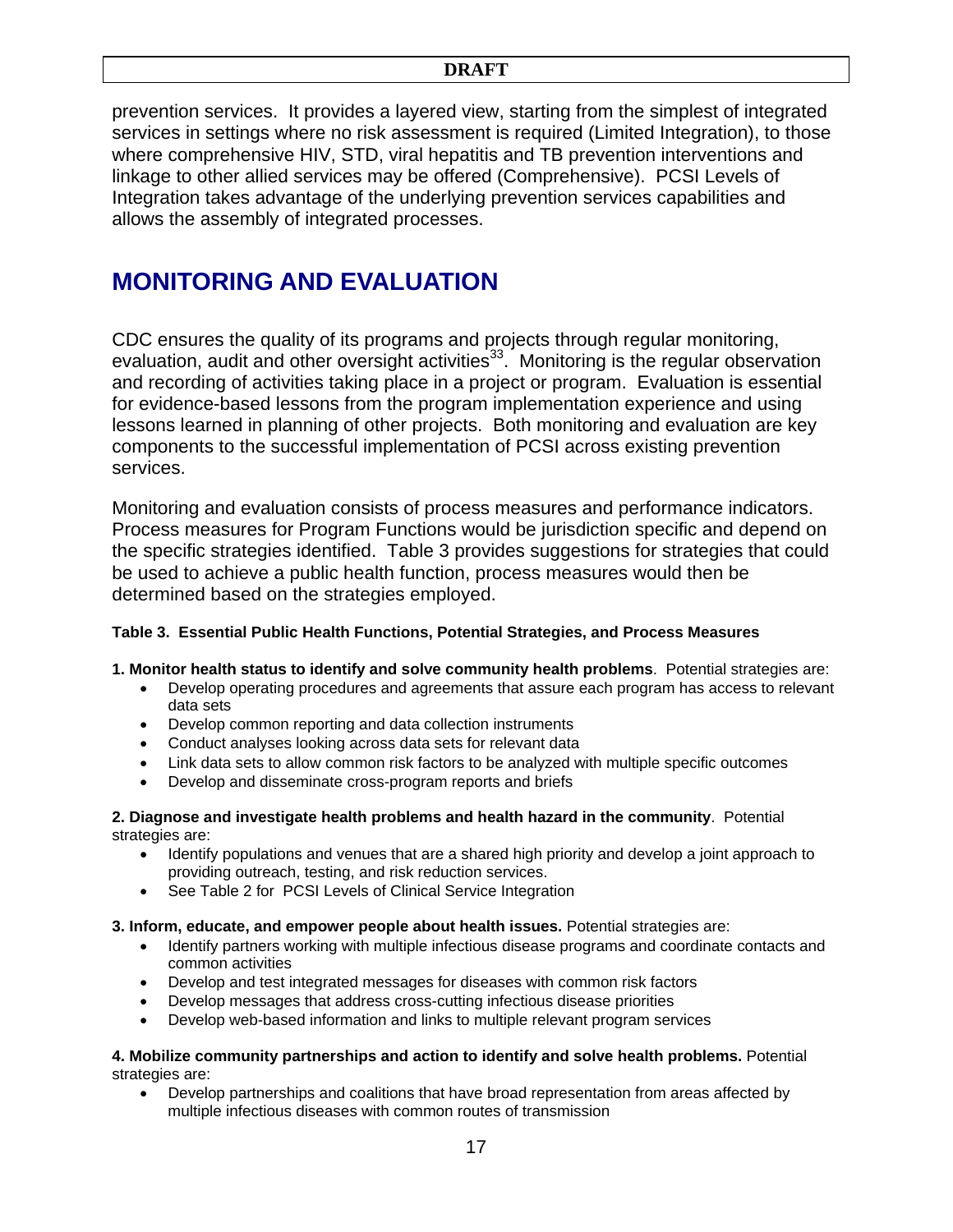prevention services. It provides a layered view, starting from the simplest of integrated services in settings where no risk assessment is required (Limited Integration), to those where comprehensive HIV, STD, viral hepatitis and TB prevention interventions and linkage to other allied services may be offered (Comprehensive). PCSI Levels of Integration takes advantage of the underlying prevention services capabilities and allows the assembly of integrated processes.

## MONITORING AND EVALUATION

CDC ensures the quality of its programs and projects through regular monitoring, evaluation, audit and other oversight activities[33]. Monitoring is the regular observation and recording of activities taking place in a project or program. Evaluation is essential for evidence-based lessons from the program implementation experience and using lessons learned in planning of other projects. Both monitoring and evaluation are key components to the successful implementation of PCSI across existing prevention services.

Monitoring and evaluation consists of process measures and performance indicators. Process measures for Program Functions would be jurisdiction specific and depend on the specific strategies identified. Table 3 provides suggestions for strategies that could be used to achieve a public health function, process measures would then be determined based on the strategies employed.

**Table 3. Essential Public Health Functions, Potential Strategies, and Process Measures**

**1. Monitor health status to identify and solve community health problems**. Potential strategies are:

- Develop operating procedures and agreements that assure each program has access to relevant data sets
- Develop common reporting and data collection instruments
- Conduct analyses looking across data sets for relevant data
- Link data sets to allow common risk factors to be analyzed with multiple specific outcomes
- Develop and disseminate cross-program reports and briefs

**2. Diagnose and investigate health problems and health hazard in the community**. Potential strategies are:

- Identify populations and venues that are a shared high priority and develop a joint approach to providing outreach, testing, and risk reduction services.
- See Table 2 for PCSI Levels of Clinical Service Integration

**3. Inform, educate, and empower people about health issues.** Potential strategies are:

- Identify partners working with multiple infectious disease programs and coordinate contacts and common activities
- Develop and test integrated messages for diseases with common risk factors
- Develop messages that address cross-cutting infectious disease priorities
- Develop web-based information and links to multiple relevant program services

**4. Mobilize community partnerships and action to identify and solve health problems.** Potential strategies are:

- Develop partnerships and coalitions that have broad representation from areas affected by multiple infectious diseases with common routes of transmission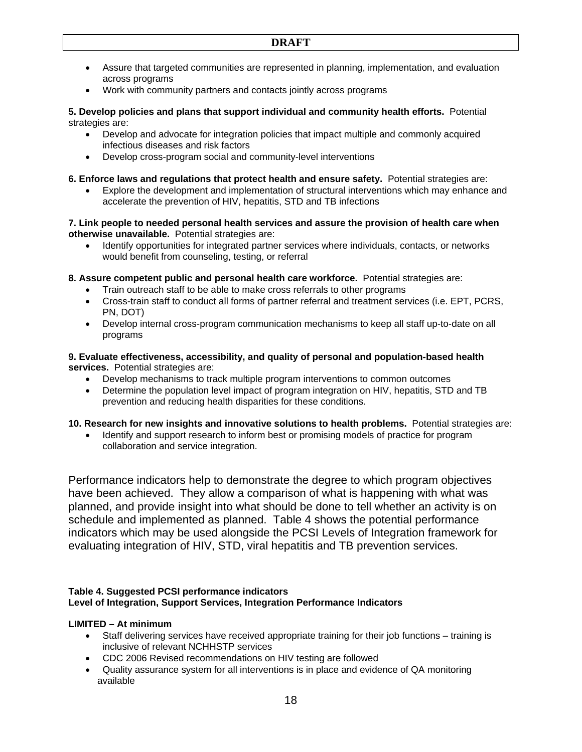- Assure that targeted communities are represented in planning, implementation, and evaluation across programs
- Work with community partners and contacts jointly across programs

**5. Develop policies and plans that support individual and community health efforts.** Potential strategies are:

- Develop and advocate for integration policies that impact multiple and commonly acquired infectious diseases and risk factors
- Develop cross-program social and community-level interventions

**6. Enforce laws and regulations that protect health and ensure safety.** Potential strategies are:

- Explore the development and implementation of structural interventions which may enhance and accelerate the prevention of HIV, hepatitis, STD and TB infections

**7. Link people to needed personal health services and assure the provision of health care when otherwise unavailable.** Potential strategies are:

- Identify opportunities for integrated partner services where individuals, contacts, or networks would benefit from counseling, testing, or referral

**8. Assure competent public and personal health care workforce.** Potential strategies are:

- Train outreach staff to be able to make cross referrals to other programs
- Cross-train staff to conduct all forms of partner referral and treatment services (i.e. EPT, PCRS, PN, DOT)
- Develop internal cross-program communication mechanisms to keep all staff up-to-date on all programs

**9. Evaluate effectiveness, accessibility, and quality of personal and population-based health services.** Potential strategies are:

- Develop mechanisms to track multiple program interventions to common outcomes
- Determine the population level impact of program integration on HIV, hepatitis, STD and TB prevention and reducing health disparities for these conditions.

**10. Research for new insights and innovative solutions to health problems.** Potential strategies are:

- Identify and support research to inform best or promising models of practice for program collaboration and service integration.

Performance indicators help to demonstrate the degree to which program objectives have been achieved. They allow a comparison of what is happening with what was planned, and provide insight into what should be done to tell whether an activity is on schedule and implemented as planned. Table 4 shows the potential performance indicators which may be used alongside the PCSI Levels of Integration framework for evaluating integration of HIV, STD, viral hepatitis and TB prevention services.

**Table 4. Suggested PCSI performance indicators**
**Level of Integration, Support Services, Integration Performance Indicators**

**LIMITED – At minimum**

- Staff delivering services have received appropriate training for their job functions – training is inclusive of relevant NCHHSTP services
- CDC 2006 Revised recommendations on HIV testing are followed
- Quality assurance system for all interventions is in place and evidence of QA monitoring available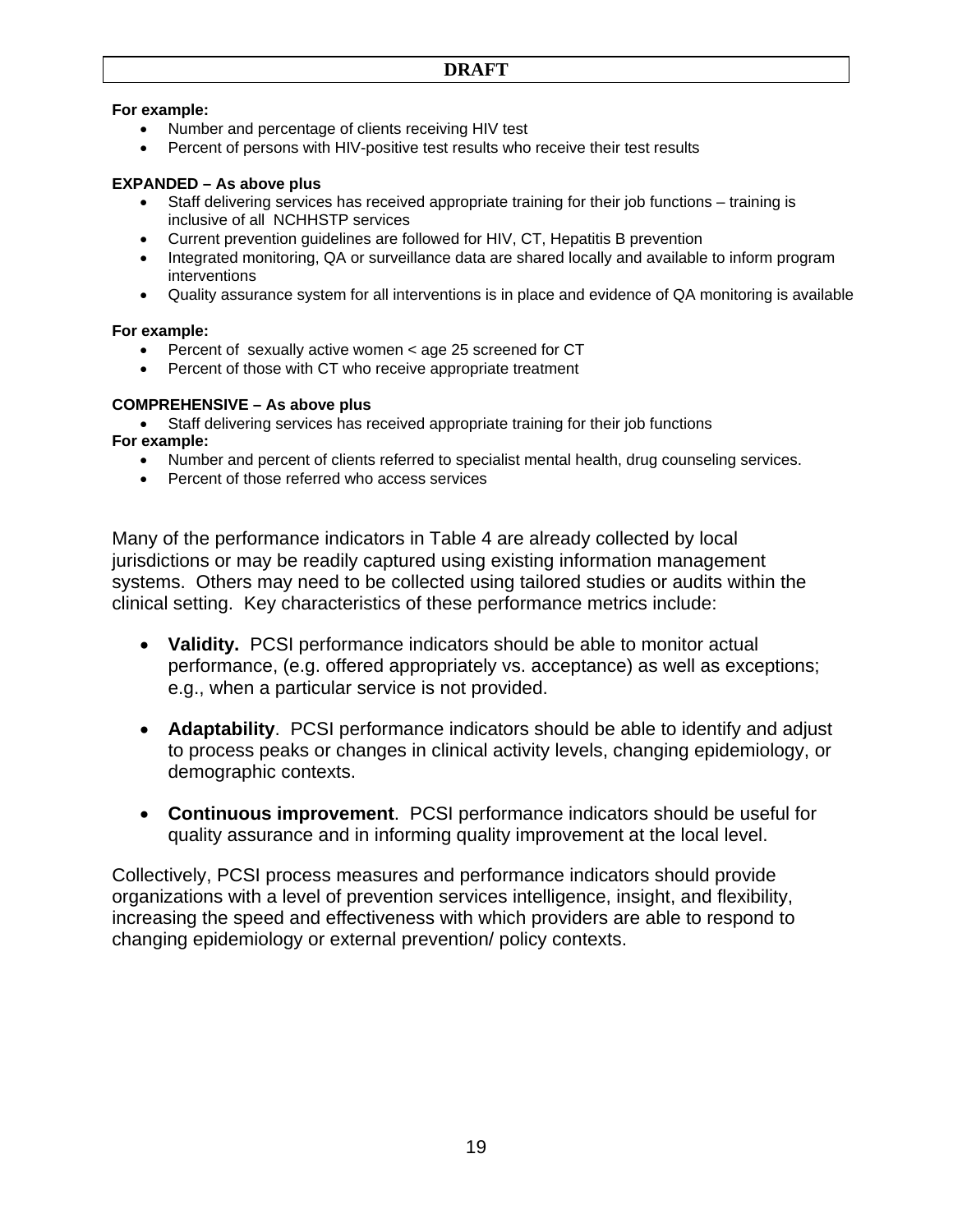**For example:**

- Number and percentage of clients receiving HIV test
- Percent of persons with HIV-positive test results who receive their test results

**EXPANDED – As above plus**

- Staff delivering services has received appropriate training for their job functions – training is inclusive of all NCHHSTP services
- Current prevention guidelines are followed for HIV, CT, Hepatitis B prevention
- Integrated monitoring, QA or surveillance data are shared locally and available to inform program interventions
- Quality assurance system for all interventions is in place and evidence of QA monitoring is available

**For example:**

- Percent of sexually active women < age 25 screened for CT
- Percent of those with CT who receive appropriate treatment

**COMPREHENSIVE – As above plus**

- Staff delivering services has received appropriate training for their job functions

**For example:**

- Number and percent of clients referred to specialist mental health, drug counseling services.
- Percent of those referred who access services

Many of the performance indicators in Table 4 are already collected by local jurisdictions or may be readily captured using existing information management systems. Others may need to be collected using tailored studies or audits within the clinical setting. Key characteristics of these performance metrics include:

- **Validity.** PCSI performance indicators should be able to monitor actual performance, (e.g. offered appropriately vs. acceptance) as well as exceptions; e.g., when a particular service is not provided.
- **Adaptability**. PCSI performance indicators should be able to identify and adjust to process peaks or changes in clinical activity levels, changing epidemiology, or demographic contexts.
- **Continuous improvement**. PCSI performance indicators should be useful for quality assurance and in informing quality improvement at the local level.

Collectively, PCSI process measures and performance indicators should provide organizations with a level of prevention services intelligence, insight, and flexibility, increasing the speed and effectiveness with which providers are able to respond to changing epidemiology or external prevention/ policy contexts.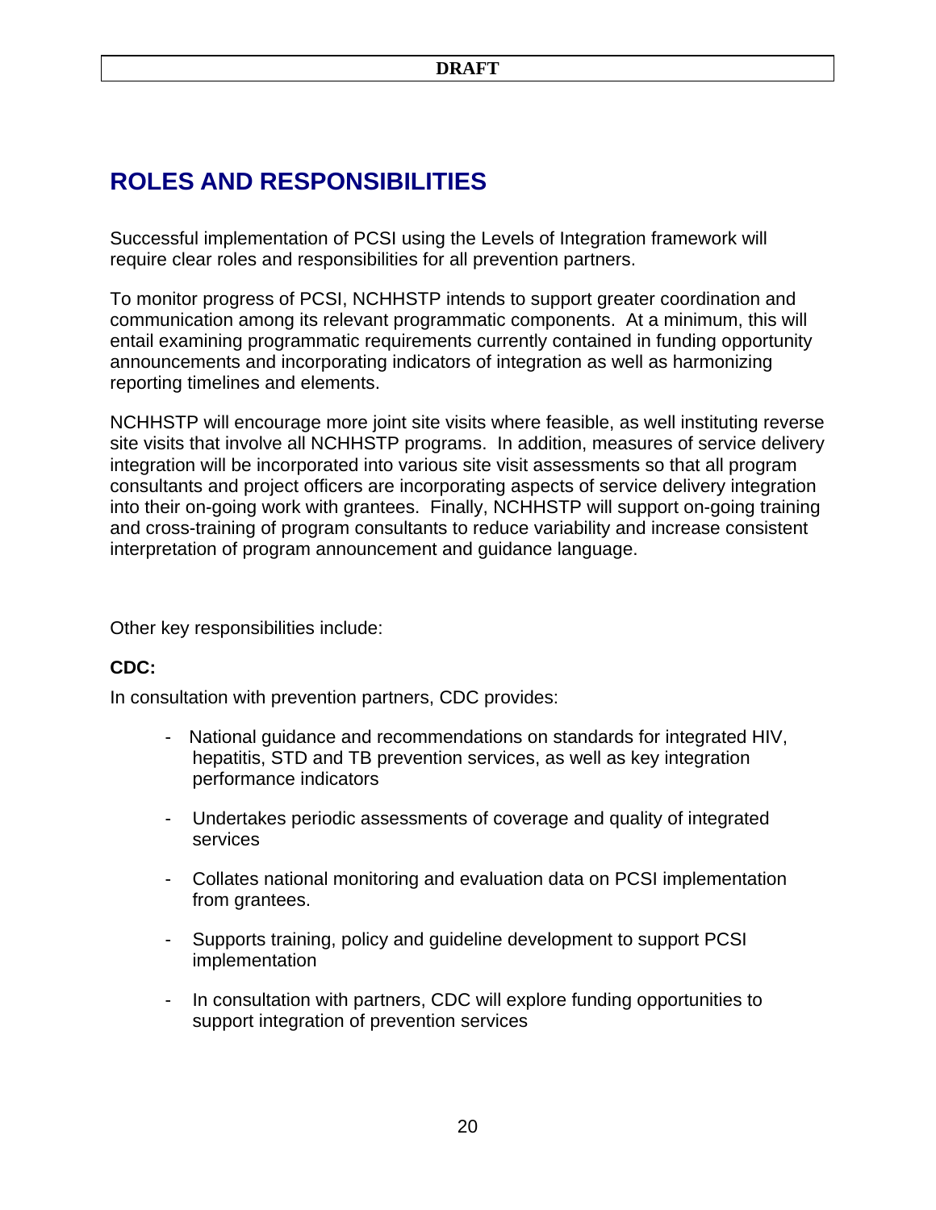# ROLES AND RESPONSIBILITIES

Successful implementation of PCSI using the Levels of Integration framework will require clear roles and responsibilities for all prevention partners.

To monitor progress of PCSI, NCHHSTP intends to support greater coordination and communication among its relevant programmatic components. At a minimum, this will entail examining programmatic requirements currently contained in funding opportunity announcements and incorporating indicators of integration as well as harmonizing reporting timelines and elements.

NCHHSTP will encourage more joint site visits where feasible, as well instituting reverse site visits that involve all NCHHSTP programs. In addition, measures of service delivery integration will be incorporated into various site visit assessments so that all program consultants and project officers are incorporating aspects of service delivery integration into their on-going work with grantees. Finally, NCHHSTP will support on-going training and cross-training of program consultants to reduce variability and increase consistent interpretation of program announcement and guidance language.

Other key responsibilities include:

**CDC:**

In consultation with prevention partners, CDC provides:

- National guidance and recommendations on standards for integrated HIV, hepatitis, STD and TB prevention services, as well as key integration performance indicators
- Undertakes periodic assessments of coverage and quality of integrated services
- Collates national monitoring and evaluation data on PCSI implementation from grantees.
- Supports training, policy and guideline development to support PCSI implementation
- In consultation with partners, CDC will explore funding opportunities to support integration of prevention services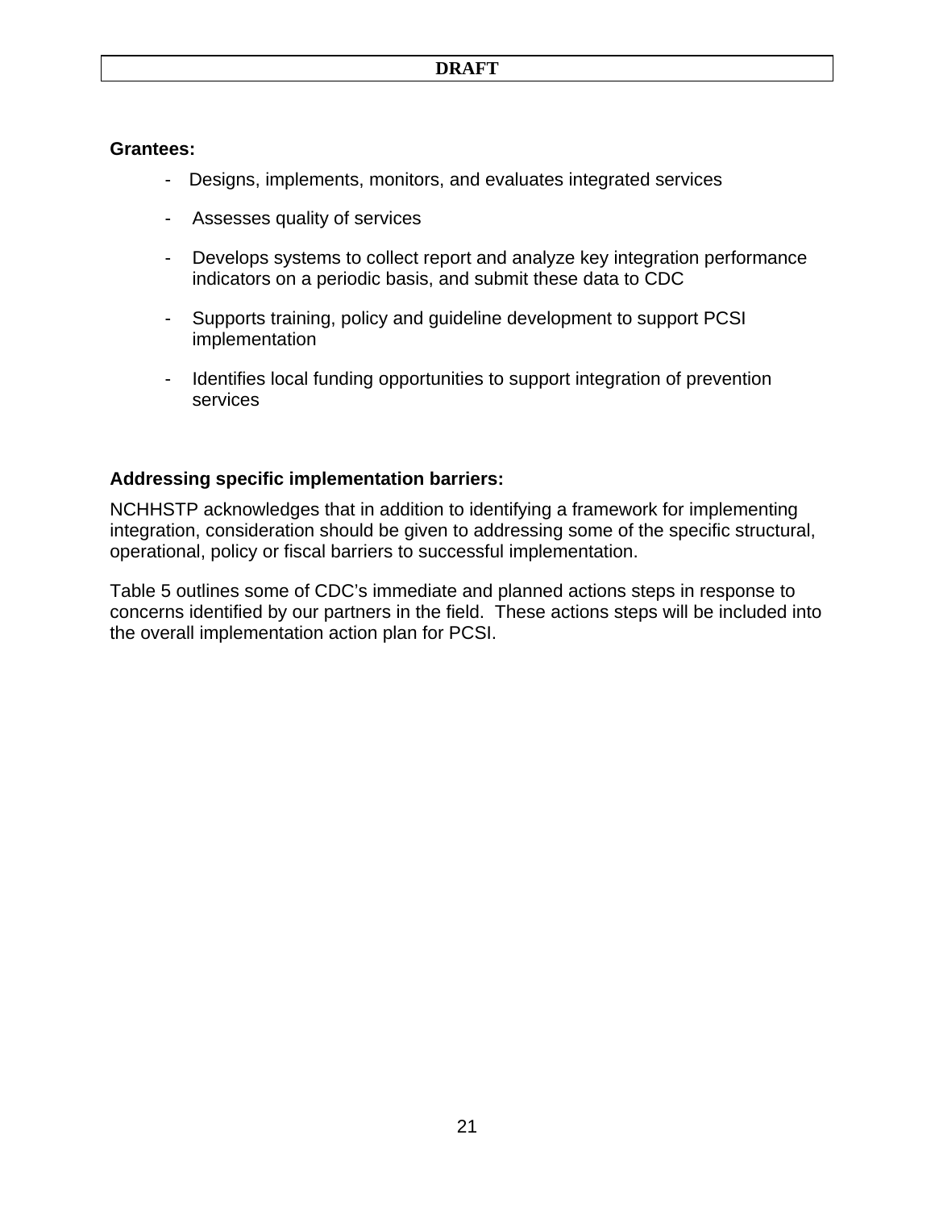**Grantees:**

- Designs, implements, monitors, and evaluates integrated services
- Assesses quality of services
- Develops systems to collect report and analyze key integration performance indicators on a periodic basis, and submit these data to CDC
- Supports training, policy and guideline development to support PCSI implementation
- Identifies local funding opportunities to support integration of prevention services

**Addressing specific implementation barriers:**

NCHHSTP acknowledges that in addition to identifying a framework for implementing integration, consideration should be given to addressing some of the specific structural, operational, policy or fiscal barriers to successful implementation.

Table 5 outlines some of CDC's immediate and planned actions steps in response to concerns identified by our partners in the field. These actions steps will be included into the overall implementation action plan for PCSI.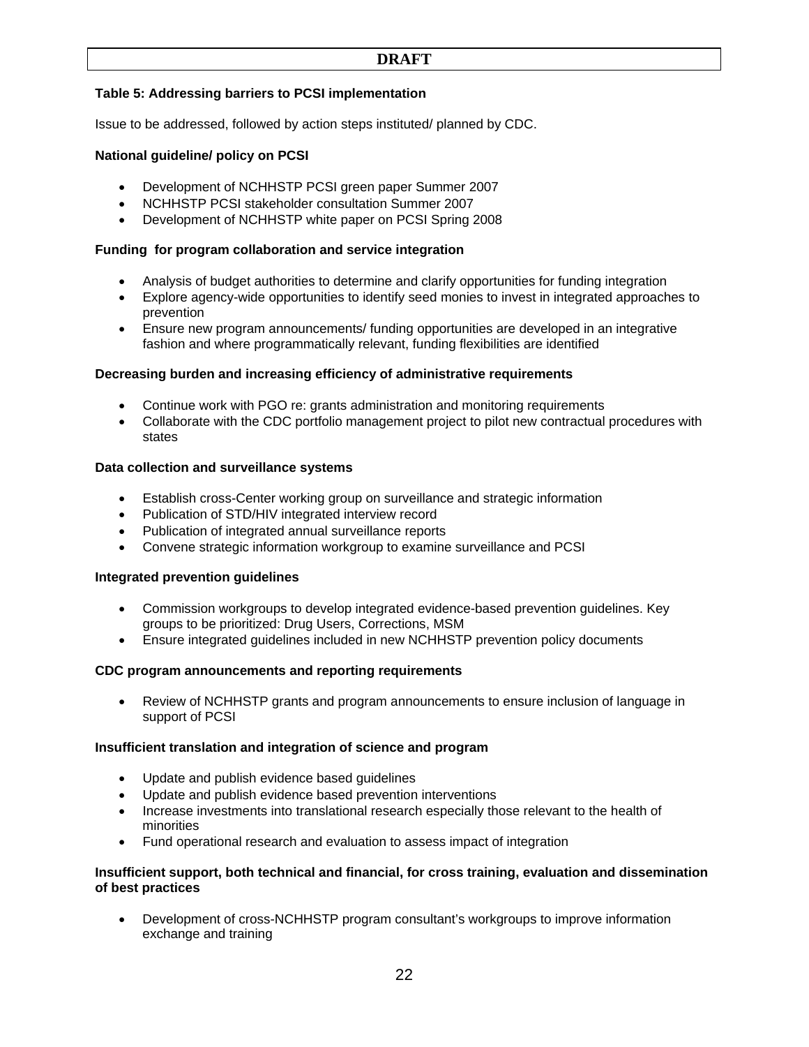**DRAFT**

**Table 5: Addressing barriers to PCSI implementation**

Issue to be addressed, followed by action steps instituted/ planned by CDC.

**National guideline/ policy on PCSI**

- Development of NCHHSTP PCSI green paper Summer 2007
- NCHHSTP PCSI stakeholder consultation Summer 2007
- Development of NCHHSTP white paper on PCSI Spring 2008

**Funding for program collaboration and service integration**

- Analysis of budget authorities to determine and clarify opportunities for funding integration
- Explore agency-wide opportunities to identify seed monies to invest in integrated approaches to prevention
- Ensure new program announcements/ funding opportunities are developed in an integrative fashion and where programmatically relevant, funding flexibilities are identified

**Decreasing burden and increasing efficiency of administrative requirements**

- Continue work with PGO re: grants administration and monitoring requirements
- Collaborate with the CDC portfolio management project to pilot new contractual procedures with states

**Data collection and surveillance systems**

- Establish cross-Center working group on surveillance and strategic information
- Publication of STD/HIV integrated interview record
- Publication of integrated annual surveillance reports
- Convene strategic information workgroup to examine surveillance and PCSI

**Integrated prevention guidelines**

- Commission workgroups to develop integrated evidence-based prevention guidelines. Key groups to be prioritized: Drug Users, Corrections, MSM
- Ensure integrated guidelines included in new NCHHSTP prevention policy documents

**CDC program announcements and reporting requirements**

- Review of NCHHSTP grants and program announcements to ensure inclusion of language in support of PCSI

**Insufficient translation and integration of science and program**

- Update and publish evidence based guidelines
- Update and publish evidence based prevention interventions
- Increase investments into translational research especially those relevant to the health of minorities
- Fund operational research and evaluation to assess impact of integration

**Insufficient support, both technical and financial, for cross training, evaluation and dissemination of best practices**

- Development of cross-NCHHSTP program consultant's workgroups to improve information exchange and training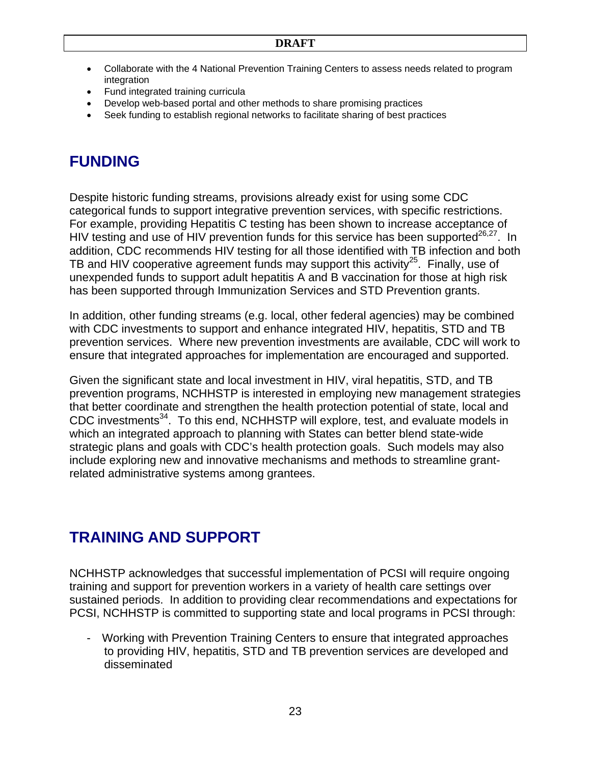- Collaborate with the 4 National Prevention Training Centers to assess needs related to program integration
- Fund integrated training curricula
- Develop web-based portal and other methods to share promising practices
- Seek funding to establish regional networks to facilitate sharing of best practices

## FUNDING

Despite historic funding streams, provisions already exist for using some CDC categorical funds to support integrative prevention services, with specific restrictions. For example, providing Hepatitis C testing has been shown to increase acceptance of HIV testing and use of HIV prevention funds for this service has been supported[26,27]. In addition, CDC recommends HIV testing for all those identified with TB infection and both TB and HIV cooperative agreement funds may support this activity[25]. Finally, use of unexpended funds to support adult hepatitis A and B vaccination for those at high risk has been supported through Immunization Services and STD Prevention grants.

In addition, other funding streams (e.g. local, other federal agencies) may be combined with CDC investments to support and enhance integrated HIV, hepatitis, STD and TB prevention services. Where new prevention investments are available, CDC will work to ensure that integrated approaches for implementation are encouraged and supported.

Given the significant state and local investment in HIV, viral hepatitis, STD, and TB prevention programs, NCHHSTP is interested in employing new management strategies that better coordinate and strengthen the health protection potential of state, local and CDC investments[34]. To this end, NCHHSTP will explore, test, and evaluate models in which an integrated approach to planning with States can better blend state-wide strategic plans and goals with CDC's health protection goals. Such models may also include exploring new and innovative mechanisms and methods to streamline grant-related administrative systems among grantees.

## TRAINING AND SUPPORT

NCHHSTP acknowledges that successful implementation of PCSI will require ongoing training and support for prevention workers in a variety of health care settings over sustained periods. In addition to providing clear recommendations and expectations for PCSI, NCHHSTP is committed to supporting state and local programs in PCSI through:

- Working with Prevention Training Centers to ensure that integrated approaches to providing HIV, hepatitis, STD and TB prevention services are developed and disseminated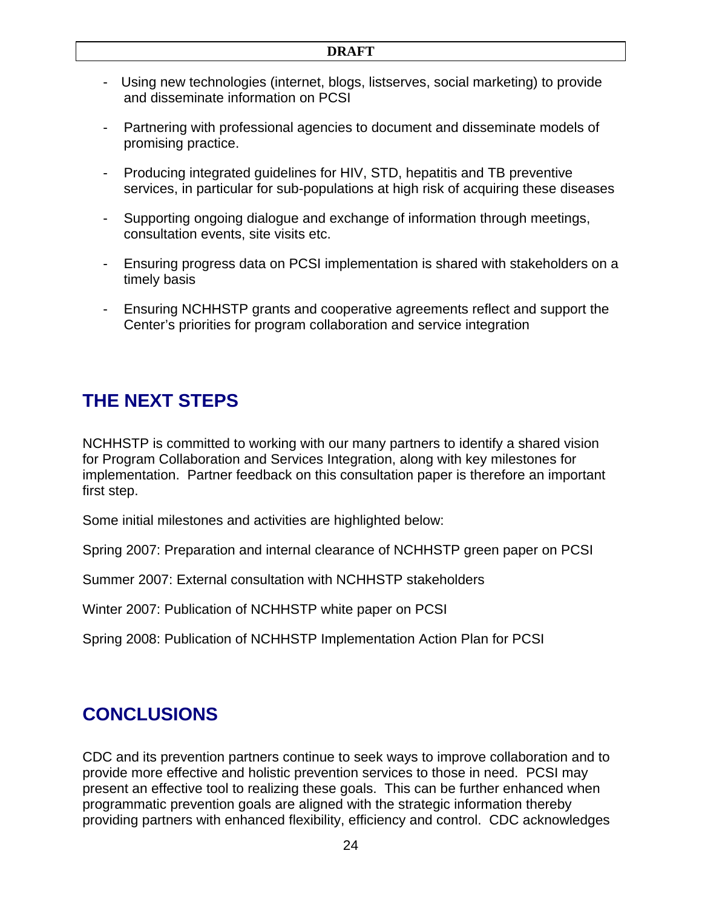- Using new technologies (internet, blogs, listserves, social marketing) to provide and disseminate information on PCSI

- Partnering with professional agencies to document and disseminate models of promising practice.

- Producing integrated guidelines for HIV, STD, hepatitis and TB preventive services, in particular for sub-populations at high risk of acquiring these diseases

- Supporting ongoing dialogue and exchange of information through meetings, consultation events, site visits etc.

- Ensuring progress data on PCSI implementation is shared with stakeholders on a timely basis

- Ensuring NCHHSTP grants and cooperative agreements reflect and support the Center's priorities for program collaboration and service integration

## THE NEXT STEPS

NCHHSTP is committed to working with our many partners to identify a shared vision for Program Collaboration and Services Integration, along with key milestones for implementation. Partner feedback on this consultation paper is therefore an important first step.

Some initial milestones and activities are highlighted below:

Spring 2007: Preparation and internal clearance of NCHHSTP green paper on PCSI

Summer 2007: External consultation with NCHHSTP stakeholders

Winter 2007: Publication of NCHHSTP white paper on PCSI

Spring 2008: Publication of NCHHSTP Implementation Action Plan for PCSI

## CONCLUSIONS

CDC and its prevention partners continue to seek ways to improve collaboration and to provide more effective and holistic prevention services to those in need. PCSI may present an effective tool to realizing these goals. This can be further enhanced when programmatic prevention goals are aligned with the strategic information thereby providing partners with enhanced flexibility, efficiency and control. CDC acknowledges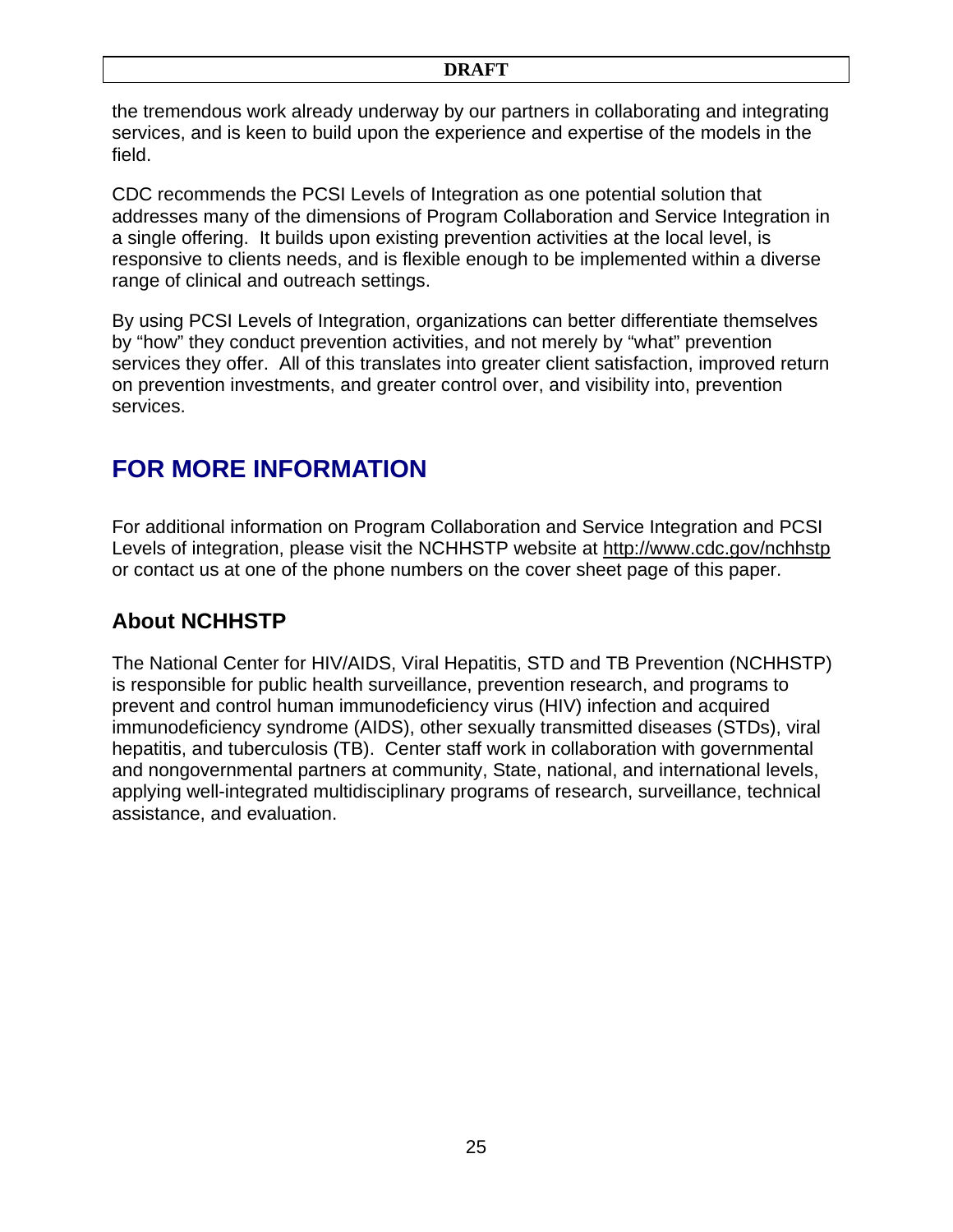the tremendous work already underway by our partners in collaborating and integrating services, and is keen to build upon the experience and expertise of the models in the field.

CDC recommends the PCSI Levels of Integration as one potential solution that addresses many of the dimensions of Program Collaboration and Service Integration in a single offering. It builds upon existing prevention activities at the local level, is responsive to clients needs, and is flexible enough to be implemented within a diverse range of clinical and outreach settings.

By using PCSI Levels of Integration, organizations can better differentiate themselves by "how" they conduct prevention activities, and not merely by "what" prevention services they offer. All of this translates into greater client satisfaction, improved return on prevention investments, and greater control over, and visibility into, prevention services.

# FOR MORE INFORMATION

For additional information on Program Collaboration and Service Integration and PCSI Levels of integration, please visit the NCHHSTP website at http://www.cdc.gov/nchhstp or contact us at one of the phone numbers on the cover sheet page of this paper.

## About NCHHSTP

The National Center for HIV/AIDS, Viral Hepatitis, STD and TB Prevention (NCHHSTP) is responsible for public health surveillance, prevention research, and programs to prevent and control human immunodeficiency virus (HIV) infection and acquired immunodeficiency syndrome (AIDS), other sexually transmitted diseases (STDs), viral hepatitis, and tuberculosis (TB). Center staff work in collaboration with governmental and nongovernmental partners at community, State, national, and international levels, applying well-integrated multidisciplinary programs of research, surveillance, technical assistance, and evaluation.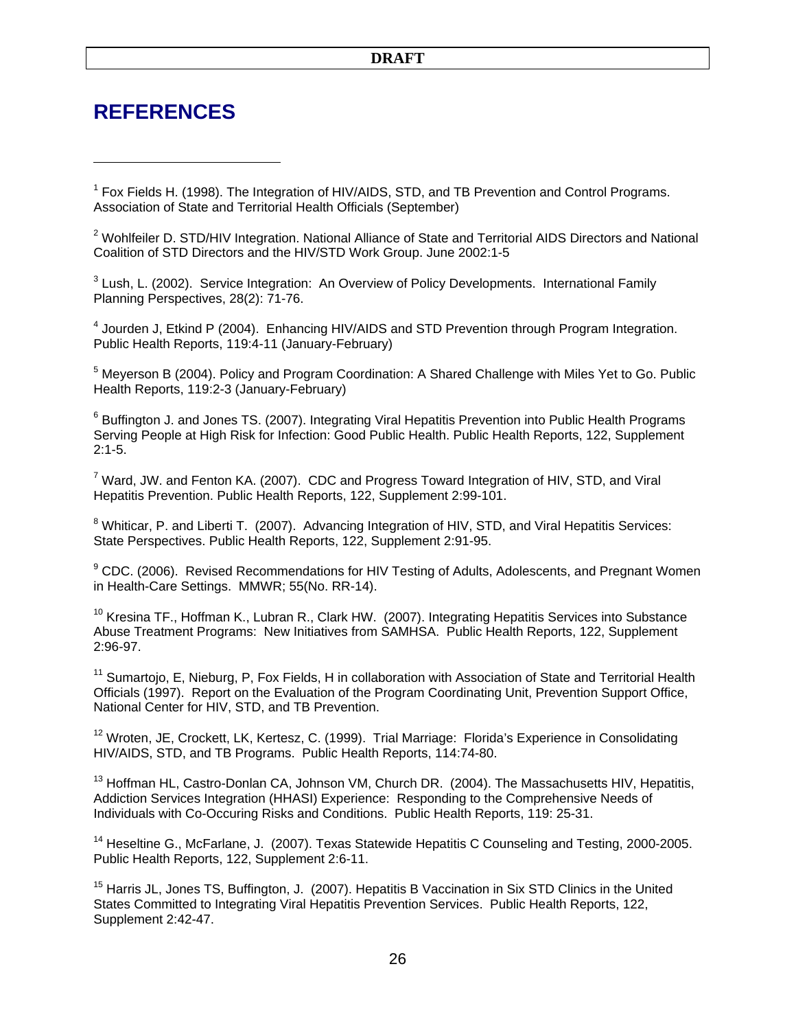# REFERENCES

[1] Fox Fields H. (1998). The Integration of HIV/AIDS, STD, and TB Prevention and Control Programs. Association of State and Territorial Health Officials (September)

[2] Wohlfeiler D. STD/HIV Integration. National Alliance of State and Territorial AIDS Directors and National Coalition of STD Directors and the HIV/STD Work Group. June 2002:1-5

[3] Lush, L. (2002). Service Integration: An Overview of Policy Developments. International Family Planning Perspectives, 28(2): 71-76.

[4] Jourden J, Etkind P (2004). Enhancing HIV/AIDS and STD Prevention through Program Integration. Public Health Reports, 119:4-11 (January-February)

[5] Meyerson B (2004). Policy and Program Coordination: A Shared Challenge with Miles Yet to Go. Public Health Reports, 119:2-3 (January-February)

[6] Buffington J. and Jones TS. (2007). Integrating Viral Hepatitis Prevention into Public Health Programs Serving People at High Risk for Infection: Good Public Health. Public Health Reports, 122, Supplement 2:1-5.

[7] Ward, JW. and Fenton KA. (2007). CDC and Progress Toward Integration of HIV, STD, and Viral Hepatitis Prevention. Public Health Reports, 122, Supplement 2:99-101.

[8] Whiticar, P. and Liberti T. (2007). Advancing Integration of HIV, STD, and Viral Hepatitis Services: State Perspectives. Public Health Reports, 122, Supplement 2:91-95.

[9] CDC. (2006). Revised Recommendations for HIV Testing of Adults, Adolescents, and Pregnant Women in Health-Care Settings. MMWR; 55(No. RR-14).

[10] Kresina TF., Hoffman K., Lubran R., Clark HW. (2007). Integrating Hepatitis Services into Substance Abuse Treatment Programs: New Initiatives from SAMHSA. Public Health Reports, 122, Supplement 2:96-97.

[11] Sumartojo, E, Nieburg, P, Fox Fields, H in collaboration with Association of State and Territorial Health Officials (1997). Report on the Evaluation of the Program Coordinating Unit, Prevention Support Office, National Center for HIV, STD, and TB Prevention.

[12] Wroten, JE, Crockett, LK, Kertesz, C. (1999). Trial Marriage: Florida's Experience in Consolidating HIV/AIDS, STD, and TB Programs. Public Health Reports, 114:74-80.

[13] Hoffman HL, Castro-Donlan CA, Johnson VM, Church DR. (2004). The Massachusetts HIV, Hepatitis, Addiction Services Integration (HHASI) Experience: Responding to the Comprehensive Needs of Individuals with Co-Occuring Risks and Conditions. Public Health Reports, 119: 25-31.

[14] Heseltine G., McFarlane, J. (2007). Texas Statewide Hepatitis C Counseling and Testing, 2000-2005. Public Health Reports, 122, Supplement 2:6-11.

[15] Harris JL, Jones TS, Buffington, J. (2007). Hepatitis B Vaccination in Six STD Clinics in the United States Committed to Integrating Viral Hepatitis Prevention Services. Public Health Reports, 122, Supplement 2:42-47.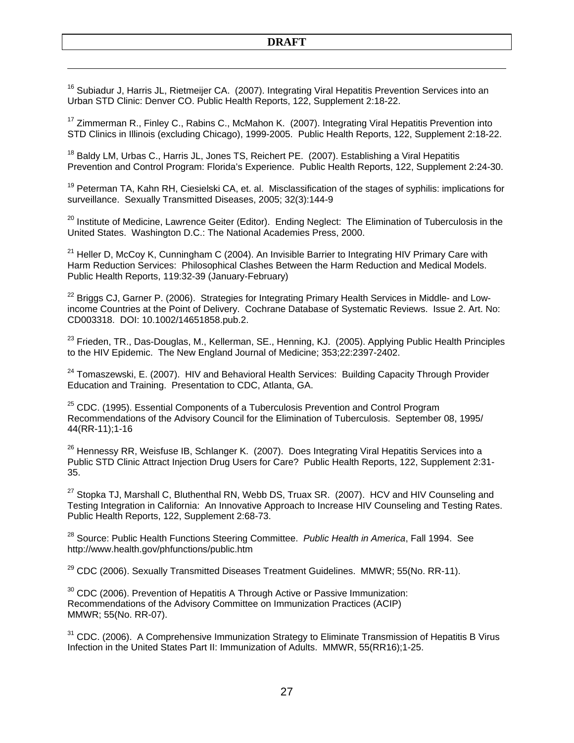[16] Subiadur J, Harris JL, Rietmeijer CA. (2007). Integrating Viral Hepatitis Prevention Services into an Urban STD Clinic: Denver CO. Public Health Reports, 122, Supplement 2:18-22.

[17] Zimmerman R., Finley C., Rabins C., McMahon K. (2007). Integrating Viral Hepatitis Prevention into STD Clinics in Illinois (excluding Chicago), 1999-2005. Public Health Reports, 122, Supplement 2:18-22.

[18] Baldy LM, Urbas C., Harris JL, Jones TS, Reichert PE. (2007). Establishing a Viral Hepatitis Prevention and Control Program: Florida's Experience. Public Health Reports, 122, Supplement 2:24-30.

[19] Peterman TA, Kahn RH, Ciesielski CA, et. al. Misclassification of the stages of syphilis: implications for surveillance. Sexually Transmitted Diseases, 2005; 32(3):144-9

[20] Institute of Medicine, Lawrence Geiter (Editor). Ending Neglect: The Elimination of Tuberculosis in the United States. Washington D.C.: The National Academies Press, 2000.

[21] Heller D, McCoy K, Cunningham C (2004). An Invisible Barrier to Integrating HIV Primary Care with Harm Reduction Services: Philosophical Clashes Between the Harm Reduction and Medical Models. Public Health Reports, 119:32-39 (January-February)

[22] Briggs CJ, Garner P. (2006). Strategies for Integrating Primary Health Services in Middle- and Low-income Countries at the Point of Delivery. Cochrane Database of Systematic Reviews. Issue 2. Art. No: CD003318. DOI: 10.1002/14651858.pub.2.

[23] Frieden, TR., Das-Douglas, M., Kellerman, SE., Henning, KJ. (2005). Applying Public Health Principles to the HIV Epidemic. The New England Journal of Medicine; 353;22:2397-2402.

[24] Tomaszewski, E. (2007). HIV and Behavioral Health Services: Building Capacity Through Provider Education and Training. Presentation to CDC, Atlanta, GA.

[25] CDC. (1995). Essential Components of a Tuberculosis Prevention and Control Program Recommendations of the Advisory Council for the Elimination of Tuberculosis. September 08, 1995/ 44(RR-11);1-16

[26] Hennessy RR, Weisfuse IB, Schlanger K. (2007). Does Integrating Viral Hepatitis Services into a Public STD Clinic Attract Injection Drug Users for Care? Public Health Reports, 122, Supplement 2:31-35.

[27] Stopka TJ, Marshall C, Bluthenthal RN, Webb DS, Truax SR. (2007). HCV and HIV Counseling and Testing Integration in California: An Innovative Approach to Increase HIV Counseling and Testing Rates. Public Health Reports, 122, Supplement 2:68-73.

[28] Source: Public Health Functions Steering Committee. *Public Health in America*, Fall 1994. See http://www.health.gov/phfunctions/public.htm

[29] CDC (2006). Sexually Transmitted Diseases Treatment Guidelines. MMWR; 55(No. RR-11).

[30] CDC (2006). Prevention of Hepatitis A Through Active or Passive Immunization: Recommendations of the Advisory Committee on Immunization Practices (ACIP) MMWR; 55(No. RR-07).

[31] CDC. (2006). A Comprehensive Immunization Strategy to Eliminate Transmission of Hepatitis B Virus Infection in the United States Part II: Immunization of Adults. MMWR, 55(RR16);1-25.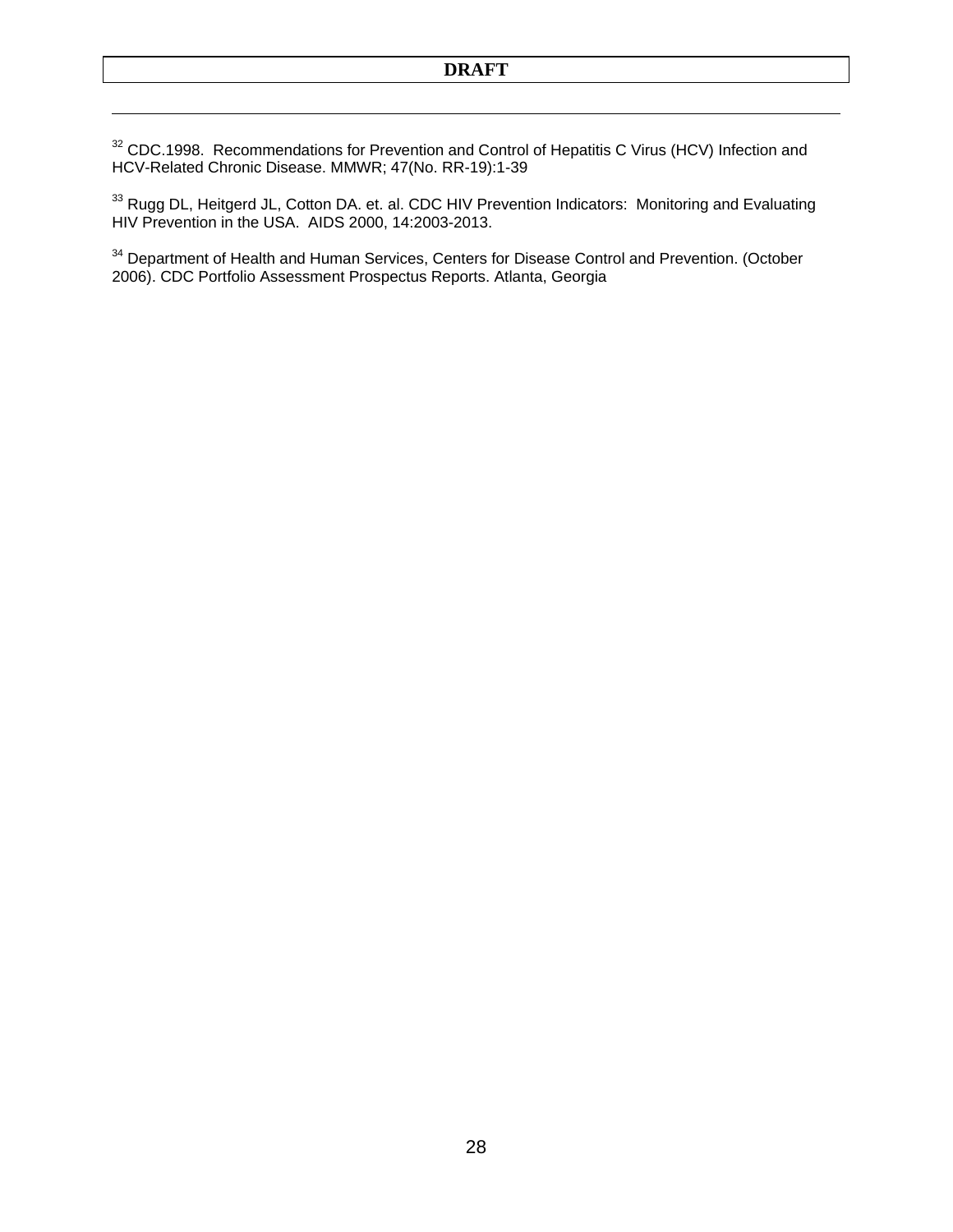[32] CDC.1998. Recommendations for Prevention and Control of Hepatitis C Virus (HCV) Infection and HCV-Related Chronic Disease. MMWR; 47(No. RR-19):1-39

[33] Rugg DL, Heitgerd JL, Cotton DA. et. al. CDC HIV Prevention Indicators: Monitoring and Evaluating HIV Prevention in the USA. AIDS 2000, 14:2003-2013.

[34] Department of Health and Human Services, Centers for Disease Control and Prevention. (October 2006). CDC Portfolio Assessment Prospectus Reports. Atlanta, Georgia